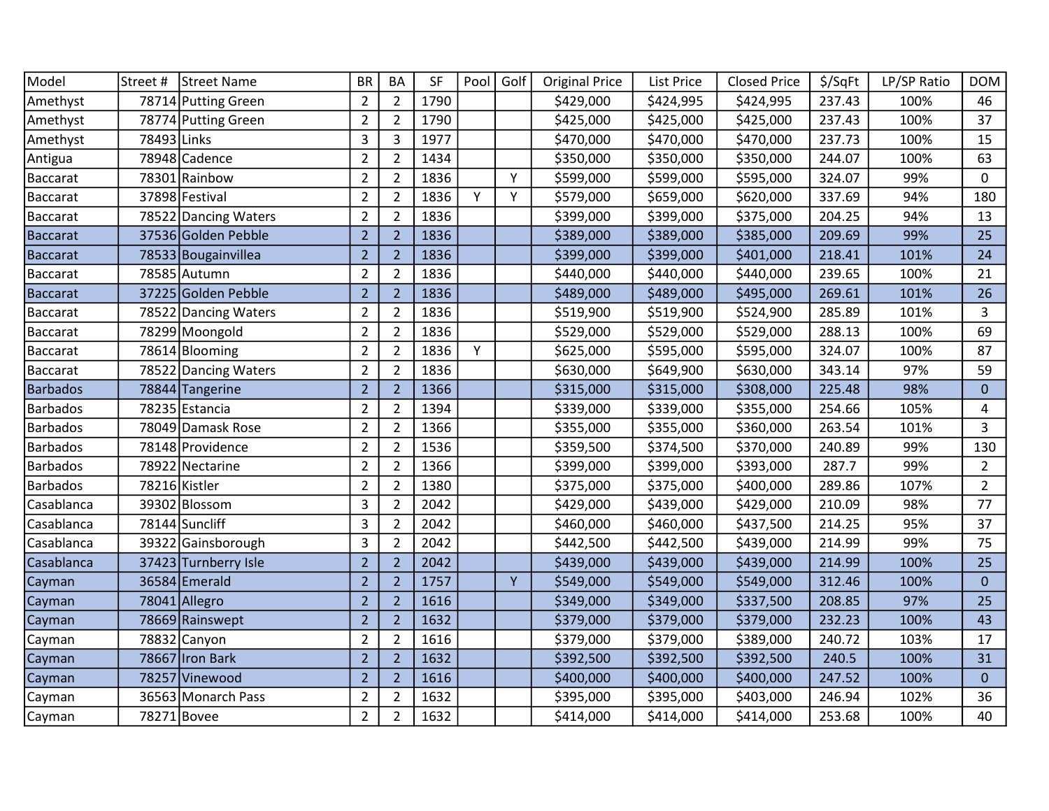| Model | Street # | Street Name | BR | BA | SF | Pool | Golf | Original Price | List Price | Closed Price | $/SqFt | LP/SP Ratio | DOM |
|---|---|---|---|---|---|---|---|---|---|---|---|---|---|
| Amethyst | 78714 | Putting Green | 2 | 2 | 1790 | | | $429,000 | $424,995 | $424,995 | 237.43 | 100% | 46 |
| Amethyst | 78774 | Putting Green | 2 | 2 | 1790 | | | $425,000 | $425,000 | $425,000 | 237.43 | 100% | 37 |
| Amethyst | 78493 | Links | 3 | 3 | 1977 | | | $470,000 | $470,000 | $470,000 | 237.73 | 100% | 15 |
| Antigua | 78948 | Cadence | 2 | 2 | 1434 | | | $350,000 | $350,000 | $350,000 | 244.07 | 100% | 63 |
| Baccarat | 78301 | Rainbow | 2 | 2 | 1836 | | Y | $599,000 | $599,000 | $595,000 | 324.07 | 99% | 0 |
| Baccarat | 37898 | Festival | 2 | 2 | 1836 | Y | Y | $579,000 | $659,000 | $620,000 | 337.69 | 94% | 180 |
| Baccarat | 78522 | Dancing Waters | 2 | 2 | 1836 | | | $399,000 | $399,000 | $375,000 | 204.25 | 94% | 13 |
| Baccarat | 37536 | Golden Pebble | 2 | 2 | 1836 | | | $389,000 | $389,000 | $385,000 | 209.69 | 99% | 25 |
| Baccarat | 78533 | Bougainvillea | 2 | 2 | 1836 | | | $399,000 | $399,000 | $401,000 | 218.41 | 101% | 24 |
| Baccarat | 78585 | Autumn | 2 | 2 | 1836 | | | $440,000 | $440,000 | $440,000 | 239.65 | 100% | 21 |
| Baccarat | 37225 | Golden Pebble | 2 | 2 | 1836 | | | $489,000 | $489,000 | $495,000 | 269.61 | 101% | 26 |
| Baccarat | 78522 | Dancing Waters | 2 | 2 | 1836 | | | $519,900 | $519,900 | $524,900 | 285.89 | 101% | 3 |
| Baccarat | 78299 | Moongold | 2 | 2 | 1836 | | | $529,000 | $529,000 | $529,000 | 288.13 | 100% | 69 |
| Baccarat | 78614 | Blooming | 2 | 2 | 1836 | Y | | $625,000 | $595,000 | $595,000 | 324.07 | 100% | 87 |
| Baccarat | 78522 | Dancing Waters | 2 | 2 | 1836 | | | $630,000 | $649,900 | $630,000 | 343.14 | 97% | 59 |
| Barbados | 78844 | Tangerine | 2 | 2 | 1366 | | | $315,000 | $315,000 | $308,000 | 225.48 | 98% | 0 |
| Barbados | 78235 | Estancia | 2 | 2 | 1394 | | | $339,000 | $339,000 | $355,000 | 254.66 | 105% | 4 |
| Barbados | 78049 | Damask Rose | 2 | 2 | 1366 | | | $355,000 | $355,000 | $360,000 | 263.54 | 101% | 3 |
| Barbados | 78148 | Providence | 2 | 2 | 1536 | | | $359,500 | $374,500 | $370,000 | 240.89 | 99% | 130 |
| Barbados | 78922 | Nectarine | 2 | 2 | 1366 | | | $399,000 | $399,000 | $393,000 | 287.7 | 99% | 2 |
| Barbados | 78216 | Kistler | 2 | 2 | 1380 | | | $375,000 | $375,000 | $400,000 | 289.86 | 107% | 2 |
| Casablanca | 39302 | Blossom | 3 | 2 | 2042 | | | $429,000 | $439,000 | $429,000 | 210.09 | 98% | 77 |
| Casablanca | 78144 | Suncliff | 3 | 2 | 2042 | | | $460,000 | $460,000 | $437,500 | 214.25 | 95% | 37 |
| Casablanca | 39322 | Gainsborough | 3 | 2 | 2042 | | | $442,500 | $442,500 | $439,000 | 214.99 | 99% | 75 |
| Casablanca | 37423 | Turnberry Isle | 2 | 2 | 2042 | | | $439,000 | $439,000 | $439,000 | 214.99 | 100% | 25 |
| Cayman | 36584 | Emerald | 2 | 2 | 1757 | | Y | $549,000 | $549,000 | $549,000 | 312.46 | 100% | 0 |
| Cayman | 78041 | Allegro | 2 | 2 | 1616 | | | $349,000 | $349,000 | $337,500 | 208.85 | 97% | 25 |
| Cayman | 78669 | Rainswept | 2 | 2 | 1632 | | | $379,000 | $379,000 | $379,000 | 232.23 | 100% | 43 |
| Cayman | 78832 | Canyon | 2 | 2 | 1616 | | | $379,000 | $379,000 | $389,000 | 240.72 | 103% | 17 |
| Cayman | 78667 | Iron Bark | 2 | 2 | 1632 | | | $392,500 | $392,500 | $392,500 | 240.5 | 100% | 31 |
| Cayman | 78257 | Vinewood | 2 | 2 | 1616 | | | $400,000 | $400,000 | $400,000 | 247.52 | 100% | 0 |
| Cayman | 36563 | Monarch Pass | 2 | 2 | 1632 | | | $395,000 | $395,000 | $403,000 | 246.94 | 102% | 36 |
| Cayman | 78271 | Bovee | 2 | 2 | 1632 | | | $414,000 | $414,000 | $414,000 | 253.68 | 100% | 40 |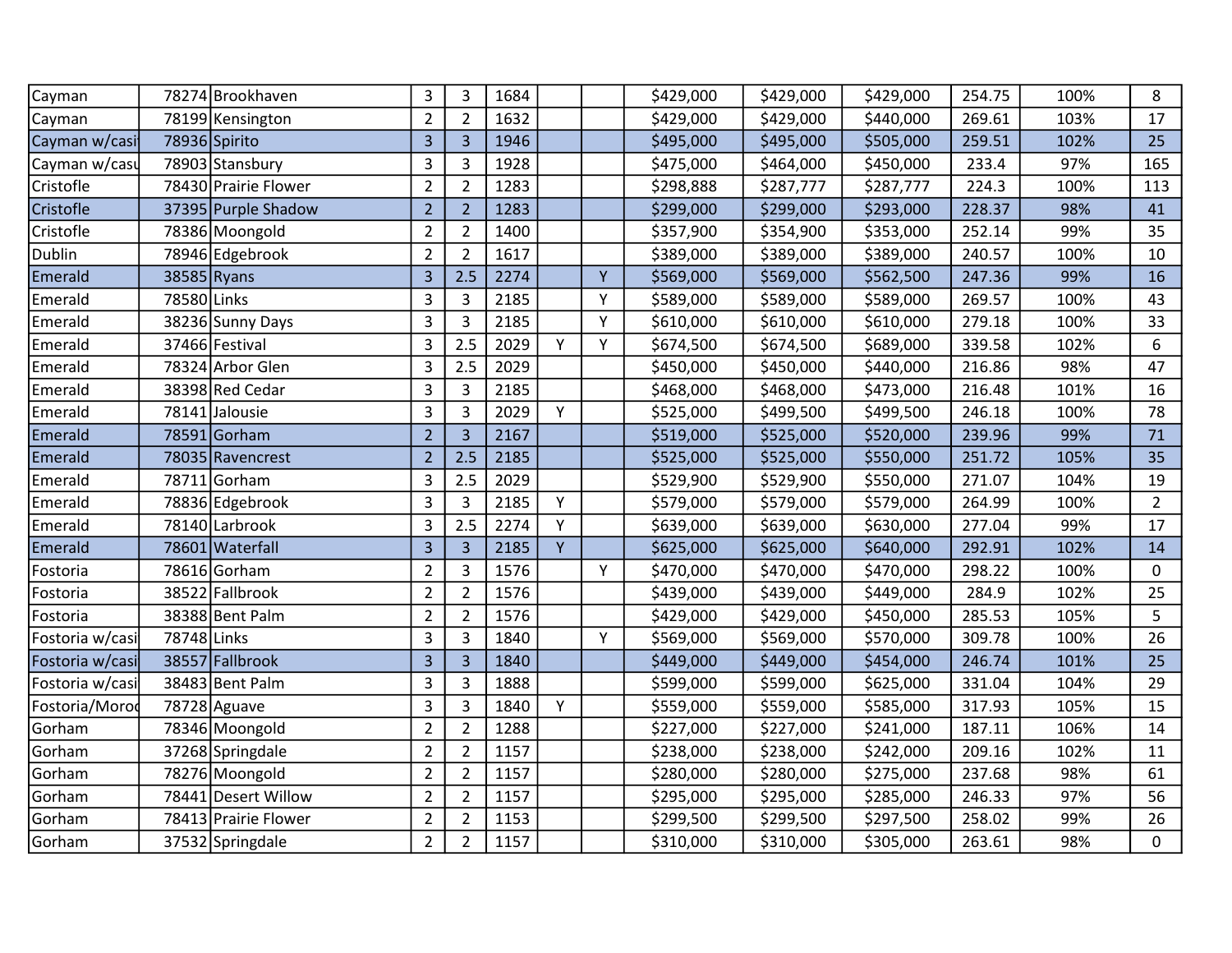| | | | | | | | | | | | | | |
|---|---|---|---|---|---|---|---|---|---|---|---|---|---|
| Cayman | 78274 | Brookhaven | 3 | 3 | 1684 | | | $429,000 | $429,000 | $429,000 | 254.75 | 100% | 8 |
| Cayman | 78199 | Kensington | 2 | 2 | 1632 | | | $429,000 | $429,000 | $440,000 | 269.61 | 103% | 17 |
| Cayman w/casi | 78936 | Spirito | 3 | 3 | 1946 | | | $495,000 | $495,000 | $505,000 | 259.51 | 102% | 25 |
| Cayman w/casu | 78903 | Stansbury | 3 | 3 | 1928 | | | $475,000 | $464,000 | $450,000 | 233.4 | 97% | 165 |
| Cristofle | 78430 | Prairie Flower | 2 | 2 | 1283 | | | $298,888 | $287,777 | $287,777 | 224.3 | 100% | 113 |
| Cristofle | 37395 | Purple Shadow | 2 | 2 | 1283 | | | $299,000 | $299,000 | $293,000 | 228.37 | 98% | 41 |
| Cristofle | 78386 | Moongold | 2 | 2 | 1400 | | | $357,900 | $354,900 | $353,000 | 252.14 | 99% | 35 |
| Dublin | 78946 | Edgebrook | 2 | 2 | 1617 | | | $389,000 | $389,000 | $389,000 | 240.57 | 100% | 10 |
| Emerald | 38585 | Ryans | 3 | 2.5 | 2274 | | Y | $569,000 | $569,000 | $562,500 | 247.36 | 99% | 16 |
| Emerald | 78580 | Links | 3 | 3 | 2185 | | Y | $589,000 | $589,000 | $589,000 | 269.57 | 100% | 43 |
| Emerald | 38236 | Sunny Days | 3 | 3 | 2185 | | Y | $610,000 | $610,000 | $610,000 | 279.18 | 100% | 33 |
| Emerald | 37466 | Festival | 3 | 2.5 | 2029 | Y | Y | $674,500 | $674,500 | $689,000 | 339.58 | 102% | 6 |
| Emerald | 78324 | Arbor Glen | 3 | 2.5 | 2029 | | | $450,000 | $450,000 | $440,000 | 216.86 | 98% | 47 |
| Emerald | 38398 | Red Cedar | 3 | 3 | 2185 | | | $468,000 | $468,000 | $473,000 | 216.48 | 101% | 16 |
| Emerald | 78141 | Jalousie | 3 | 3 | 2029 | Y | | $525,000 | $499,500 | $499,500 | 246.18 | 100% | 78 |
| Emerald | 78591 | Gorham | 2 | 3 | 2167 | | | $519,000 | $525,000 | $520,000 | 239.96 | 99% | 71 |
| Emerald | 78035 | Ravencrest | 2 | 2.5 | 2185 | | | $525,000 | $525,000 | $550,000 | 251.72 | 105% | 35 |
| Emerald | 78711 | Gorham | 3 | 2.5 | 2029 | | | $529,900 | $529,900 | $550,000 | 271.07 | 104% | 19 |
| Emerald | 78836 | Edgebrook | 3 | 3 | 2185 | Y | | $579,000 | $579,000 | $579,000 | 264.99 | 100% | 2 |
| Emerald | 78140 | Larbrook | 3 | 2.5 | 2274 | Y | | $639,000 | $639,000 | $630,000 | 277.04 | 99% | 17 |
| Emerald | 78601 | Waterfall | 3 | 3 | 2185 | Y | | $625,000 | $625,000 | $640,000 | 292.91 | 102% | 14 |
| Fostoria | 78616 | Gorham | 2 | 3 | 1576 | | Y | $470,000 | $470,000 | $470,000 | 298.22 | 100% | 0 |
| Fostoria | 38522 | Fallbrook | 2 | 2 | 1576 | | | $439,000 | $439,000 | $449,000 | 284.9 | 102% | 25 |
| Fostoria | 38388 | Bent Palm | 2 | 2 | 1576 | | | $429,000 | $429,000 | $450,000 | 285.53 | 105% | 5 |
| Fostoria w/casi | 78748 | Links | 3 | 3 | 1840 | | Y | $569,000 | $569,000 | $570,000 | 309.78 | 100% | 26 |
| Fostoria w/casi | 38557 | Fallbrook | 3 | 3 | 1840 | | | $449,000 | $449,000 | $454,000 | 246.74 | 101% | 25 |
| Fostoria w/casi | 38483 | Bent Palm | 3 | 3 | 1888 | | | $599,000 | $599,000 | $625,000 | 331.04 | 104% | 29 |
| Fostoria/Moroc | 78728 | Aguave | 3 | 3 | 1840 | Y | | $559,000 | $559,000 | $585,000 | 317.93 | 105% | 15 |
| Gorham | 78346 | Moongold | 2 | 2 | 1288 | | | $227,000 | $227,000 | $241,000 | 187.11 | 106% | 14 |
| Gorham | 37268 | Springdale | 2 | 2 | 1157 | | | $238,000 | $238,000 | $242,000 | 209.16 | 102% | 11 |
| Gorham | 78276 | Moongold | 2 | 2 | 1157 | | | $280,000 | $280,000 | $275,000 | 237.68 | 98% | 61 |
| Gorham | 78441 | Desert Willow | 2 | 2 | 1157 | | | $295,000 | $295,000 | $285,000 | 246.33 | 97% | 56 |
| Gorham | 78413 | Prairie Flower | 2 | 2 | 1153 | | | $299,500 | $299,500 | $297,500 | 258.02 | 99% | 26 |
| Gorham | 37532 | Springdale | 2 | 2 | 1157 | | | $310,000 | $310,000 | $305,000 | 263.61 | 98% | 0 |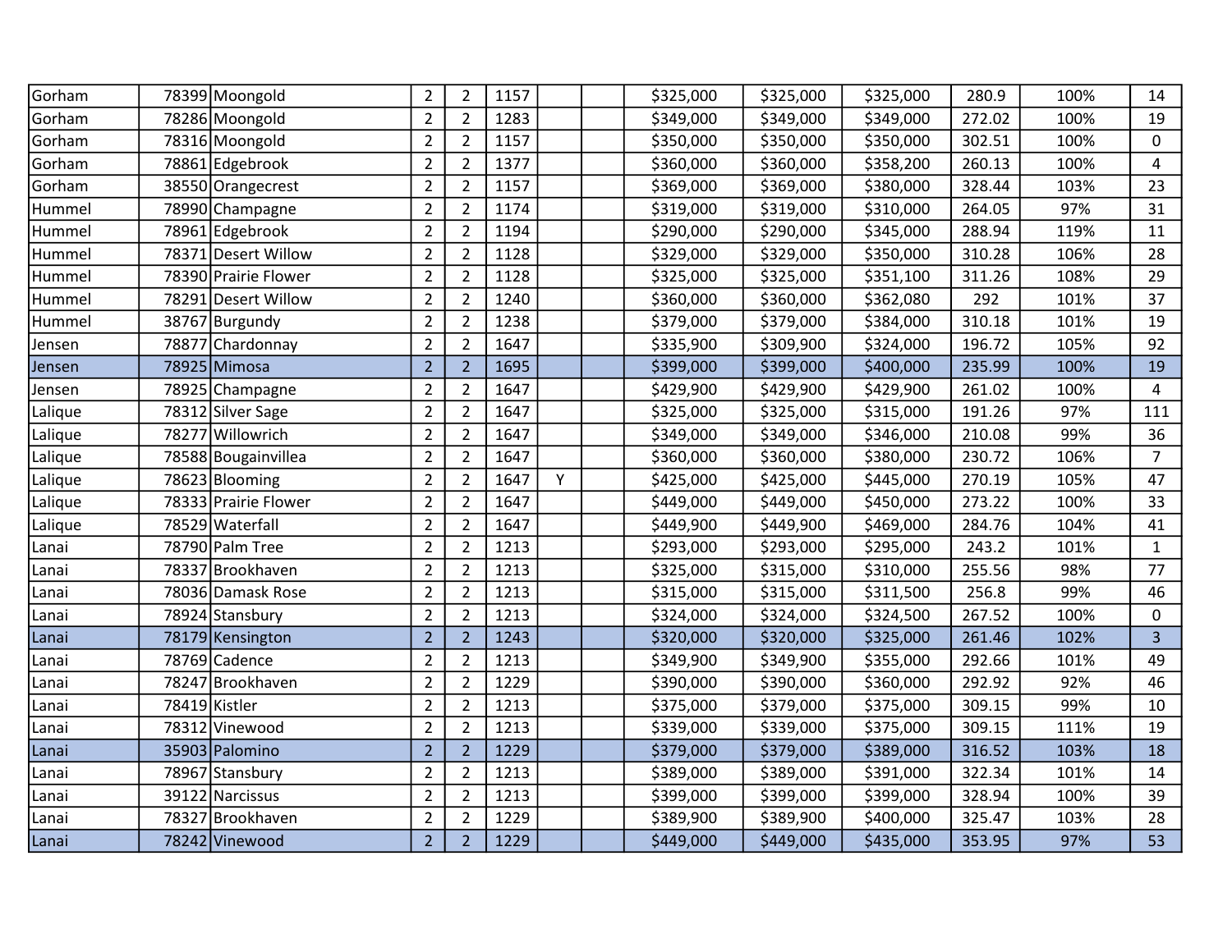| | | | | | | | | | | | | |
|---|---|---|---|---|---|---|---|---|---|---|---|---|
| Gorham | 78399 | Moongold | 2 | 2 | 1157 | | | $325,000 | $325,000 | $325,000 | 280.9 | 100% | 14 |
| Gorham | 78286 | Moongold | 2 | 2 | 1283 | | | $349,000 | $349,000 | $349,000 | 272.02 | 100% | 19 |
| Gorham | 78316 | Moongold | 2 | 2 | 1157 | | | $350,000 | $350,000 | $350,000 | 302.51 | 100% | 0 |
| Gorham | 78861 | Edgebrook | 2 | 2 | 1377 | | | $360,000 | $360,000 | $358,200 | 260.13 | 100% | 4 |
| Gorham | 38550 | Orangecrest | 2 | 2 | 1157 | | | $369,000 | $369,000 | $380,000 | 328.44 | 103% | 23 |
| Hummel | 78990 | Champagne | 2 | 2 | 1174 | | | $319,000 | $319,000 | $310,000 | 264.05 | 97% | 31 |
| Hummel | 78961 | Edgebrook | 2 | 2 | 1194 | | | $290,000 | $290,000 | $345,000 | 288.94 | 119% | 11 |
| Hummel | 78371 | Desert Willow | 2 | 2 | 1128 | | | $329,000 | $329,000 | $350,000 | 310.28 | 106% | 28 |
| Hummel | 78390 | Prairie Flower | 2 | 2 | 1128 | | | $325,000 | $325,000 | $351,100 | 311.26 | 108% | 29 |
| Hummel | 78291 | Desert Willow | 2 | 2 | 1240 | | | $360,000 | $360,000 | $362,080 | 292 | 101% | 37 |
| Hummel | 38767 | Burgundy | 2 | 2 | 1238 | | | $379,000 | $379,000 | $384,000 | 310.18 | 101% | 19 |
| Jensen | 78877 | Chardonnay | 2 | 2 | 1647 | | | $335,900 | $309,900 | $324,000 | 196.72 | 105% | 92 |
| Jensen | 78925 | Mimosa | 2 | 2 | 1695 | | | $399,000 | $399,000 | $400,000 | 235.99 | 100% | 19 |
| Jensen | 78925 | Champagne | 2 | 2 | 1647 | | | $429,900 | $429,900 | $429,900 | 261.02 | 100% | 4 |
| Lalique | 78312 | Silver Sage | 2 | 2 | 1647 | | | $325,000 | $325,000 | $315,000 | 191.26 | 97% | 111 |
| Lalique | 78277 | Willowrich | 2 | 2 | 1647 | | | $349,000 | $349,000 | $346,000 | 210.08 | 99% | 36 |
| Lalique | 78588 | Bougainvillea | 2 | 2 | 1647 | | | $360,000 | $360,000 | $380,000 | 230.72 | 106% | 7 |
| Lalique | 78623 | Blooming | 2 | 2 | 1647 | Y | | $425,000 | $425,000 | $445,000 | 270.19 | 105% | 47 |
| Lalique | 78333 | Prairie Flower | 2 | 2 | 1647 | | | $449,000 | $449,000 | $450,000 | 273.22 | 100% | 33 |
| Lalique | 78529 | Waterfall | 2 | 2 | 1647 | | | $449,900 | $449,900 | $469,000 | 284.76 | 104% | 41 |
| Lanai | 78790 | Palm Tree | 2 | 2 | 1213 | | | $293,000 | $293,000 | $295,000 | 243.2 | 101% | 1 |
| Lanai | 78337 | Brookhaven | 2 | 2 | 1213 | | | $325,000 | $315,000 | $310,000 | 255.56 | 98% | 77 |
| Lanai | 78036 | Damask Rose | 2 | 2 | 1213 | | | $315,000 | $315,000 | $311,500 | 256.8 | 99% | 46 |
| Lanai | 78924 | Stansbury | 2 | 2 | 1213 | | | $324,000 | $324,000 | $324,500 | 267.52 | 100% | 0 |
| Lanai | 78179 | Kensington | 2 | 2 | 1243 | | | $320,000 | $320,000 | $325,000 | 261.46 | 102% | 3 |
| Lanai | 78769 | Cadence | 2 | 2 | 1213 | | | $349,900 | $349,900 | $355,000 | 292.66 | 101% | 49 |
| Lanai | 78247 | Brookhaven | 2 | 2 | 1229 | | | $390,000 | $390,000 | $360,000 | 292.92 | 92% | 46 |
| Lanai | 78419 | Kistler | 2 | 2 | 1213 | | | $375,000 | $379,000 | $375,000 | 309.15 | 99% | 10 |
| Lanai | 78312 | Vinewood | 2 | 2 | 1213 | | | $339,000 | $339,000 | $375,000 | 309.15 | 111% | 19 |
| Lanai | 35903 | Palomino | 2 | 2 | 1229 | | | $379,000 | $379,000 | $389,000 | 316.52 | 103% | 18 |
| Lanai | 78967 | Stansbury | 2 | 2 | 1213 | | | $389,000 | $389,000 | $391,000 | 322.34 | 101% | 14 |
| Lanai | 39122 | Narcissus | 2 | 2 | 1213 | | | $399,000 | $399,000 | $399,000 | 328.94 | 100% | 39 |
| Lanai | 78327 | Brookhaven | 2 | 2 | 1229 | | | $389,900 | $389,900 | $400,000 | 325.47 | 103% | 28 |
| Lanai | 78242 | Vinewood | 2 | 2 | 1229 | | | $449,000 | $449,000 | $435,000 | 353.95 | 97% | 53 |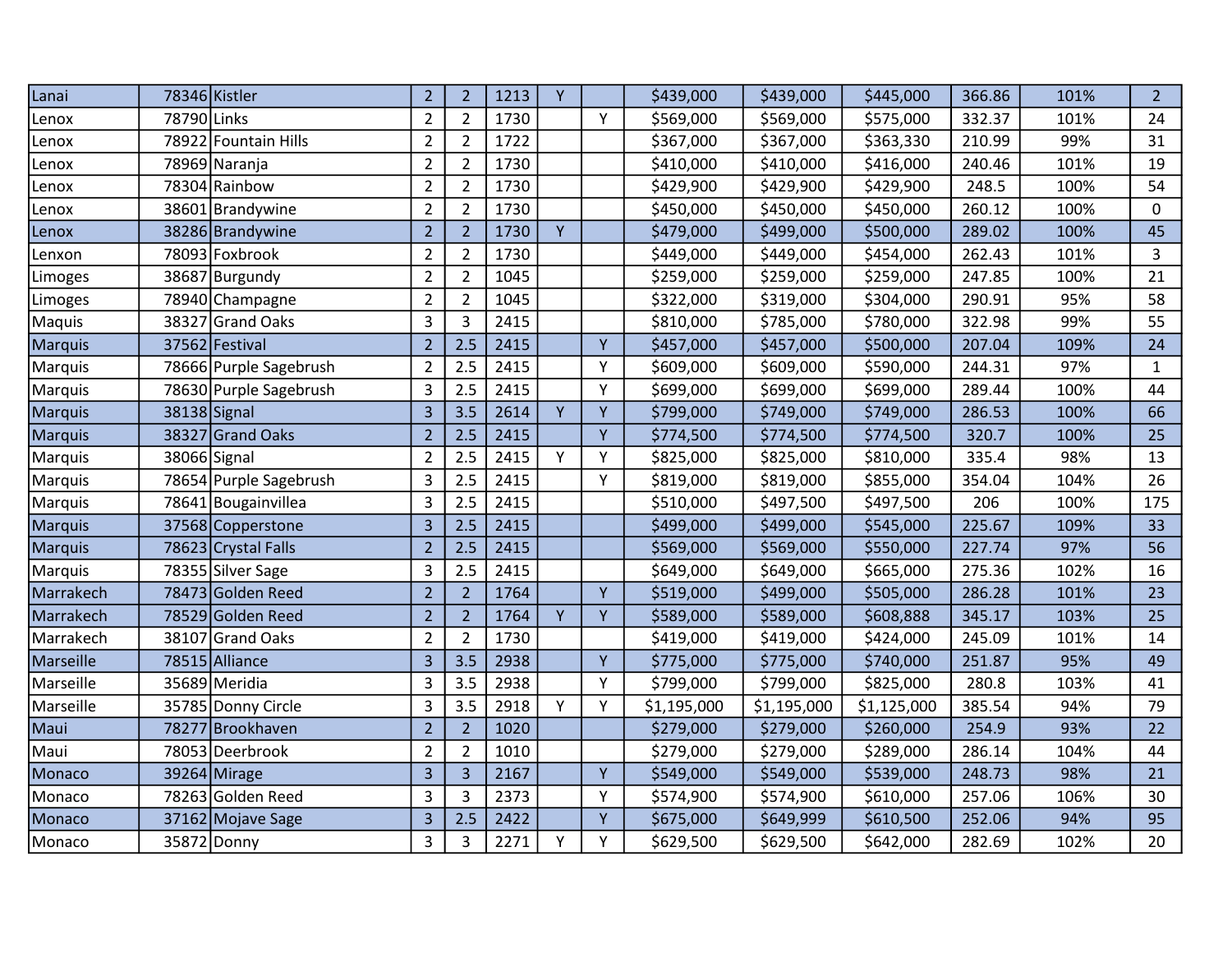| | | | | | | | | | | | | | |
|---|---|---|---|---|---|---|---|---|---|---|---|---|---|
| Lanai | 78346 | Kistler | 2 | 2 | 1213 | Y | | $439,000 | $439,000 | $445,000 | 366.86 | 101% | 2 |
| Lenox | 78790 | Links | 2 | 2 | 1730 | | Y | $569,000 | $569,000 | $575,000 | 332.37 | 101% | 24 |
| Lenox | 78922 | Fountain Hills | 2 | 2 | 1722 | | | $367,000 | $367,000 | $363,330 | 210.99 | 99% | 31 |
| Lenox | 78969 | Naranja | 2 | 2 | 1730 | | | $410,000 | $410,000 | $416,000 | 240.46 | 101% | 19 |
| Lenox | 78304 | Rainbow | 2 | 2 | 1730 | | | $429,900 | $429,900 | $429,900 | 248.5 | 100% | 54 |
| Lenox | 38601 | Brandywine | 2 | 2 | 1730 | | | $450,000 | $450,000 | $450,000 | 260.12 | 100% | 0 |
| Lenox | 38286 | Brandywine | 2 | 2 | 1730 | Y | | $479,000 | $499,000 | $500,000 | 289.02 | 100% | 45 |
| Lenxon | 78093 | Foxbrook | 2 | 2 | 1730 | | | $449,000 | $449,000 | $454,000 | 262.43 | 101% | 3 |
| Limoges | 38687 | Burgundy | 2 | 2 | 1045 | | | $259,000 | $259,000 | $259,000 | 247.85 | 100% | 21 |
| Limoges | 78940 | Champagne | 2 | 2 | 1045 | | | $322,000 | $319,000 | $304,000 | 290.91 | 95% | 58 |
| Maquis | 38327 | Grand Oaks | 3 | 3 | 2415 | | | $810,000 | $785,000 | $780,000 | 322.98 | 99% | 55 |
| Marquis | 37562 | Festival | 2 | 2.5 | 2415 | | Y | $457,000 | $457,000 | $500,000 | 207.04 | 109% | 24 |
| Marquis | 78666 | Purple Sagebrush | 2 | 2.5 | 2415 | | Y | $609,000 | $609,000 | $590,000 | 244.31 | 97% | 1 |
| Marquis | 78630 | Purple Sagebrush | 3 | 2.5 | 2415 | | Y | $699,000 | $699,000 | $699,000 | 289.44 | 100% | 44 |
| Marquis | 38138 | Signal | 3 | 3.5 | 2614 | Y | Y | $799,000 | $749,000 | $749,000 | 286.53 | 100% | 66 |
| Marquis | 38327 | Grand Oaks | 2 | 2.5 | 2415 | | Y | $774,500 | $774,500 | $774,500 | 320.7 | 100% | 25 |
| Marquis | 38066 | Signal | 2 | 2.5 | 2415 | Y | Y | $825,000 | $825,000 | $810,000 | 335.4 | 98% | 13 |
| Marquis | 78654 | Purple Sagebrush | 3 | 2.5 | 2415 | | Y | $819,000 | $819,000 | $855,000 | 354.04 | 104% | 26 |
| Marquis | 78641 | Bougainvillea | 3 | 2.5 | 2415 | | | $510,000 | $497,500 | $497,500 | 206 | 100% | 175 |
| Marquis | 37568 | Copperstone | 3 | 2.5 | 2415 | | | $499,000 | $499,000 | $545,000 | 225.67 | 109% | 33 |
| Marquis | 78623 | Crystal Falls | 2 | 2.5 | 2415 | | | $569,000 | $569,000 | $550,000 | 227.74 | 97% | 56 |
| Marquis | 78355 | Silver Sage | 3 | 2.5 | 2415 | | | $649,000 | $649,000 | $665,000 | 275.36 | 102% | 16 |
| Marrakech | 78473 | Golden Reed | 2 | 2 | 1764 | | Y | $519,000 | $499,000 | $505,000 | 286.28 | 101% | 23 |
| Marrakech | 78529 | Golden Reed | 2 | 2 | 1764 | Y | Y | $589,000 | $589,000 | $608,888 | 345.17 | 103% | 25 |
| Marrakech | 38107 | Grand Oaks | 2 | 2 | 1730 | | | $419,000 | $419,000 | $424,000 | 245.09 | 101% | 14 |
| Marseille | 78515 | Alliance | 3 | 3.5 | 2938 | | Y | $775,000 | $775,000 | $740,000 | 251.87 | 95% | 49 |
| Marseille | 35689 | Meridia | 3 | 3.5 | 2938 | | Y | $799,000 | $799,000 | $825,000 | 280.8 | 103% | 41 |
| Marseille | 35785 | Donny Circle | 3 | 3.5 | 2918 | Y | Y | $1,195,000 | $1,195,000 | $1,125,000 | 385.54 | 94% | 79 |
| Maui | 78277 | Brookhaven | 2 | 2 | 1020 | | | $279,000 | $279,000 | $260,000 | 254.9 | 93% | 22 |
| Maui | 78053 | Deerbrook | 2 | 2 | 1010 | | | $279,000 | $279,000 | $289,000 | 286.14 | 104% | 44 |
| Monaco | 39264 | Mirage | 3 | 3 | 2167 | | Y | $549,000 | $549,000 | $539,000 | 248.73 | 98% | 21 |
| Monaco | 78263 | Golden Reed | 3 | 3 | 2373 | | Y | $574,900 | $574,900 | $610,000 | 257.06 | 106% | 30 |
| Monaco | 37162 | Mojave Sage | 3 | 2.5 | 2422 | | Y | $675,000 | $649,999 | $610,500 | 252.06 | 94% | 95 |
| Monaco | 35872 | Donny | 3 | 3 | 2271 | Y | Y | $629,500 | $629,500 | $642,000 | 282.69 | 102% | 20 |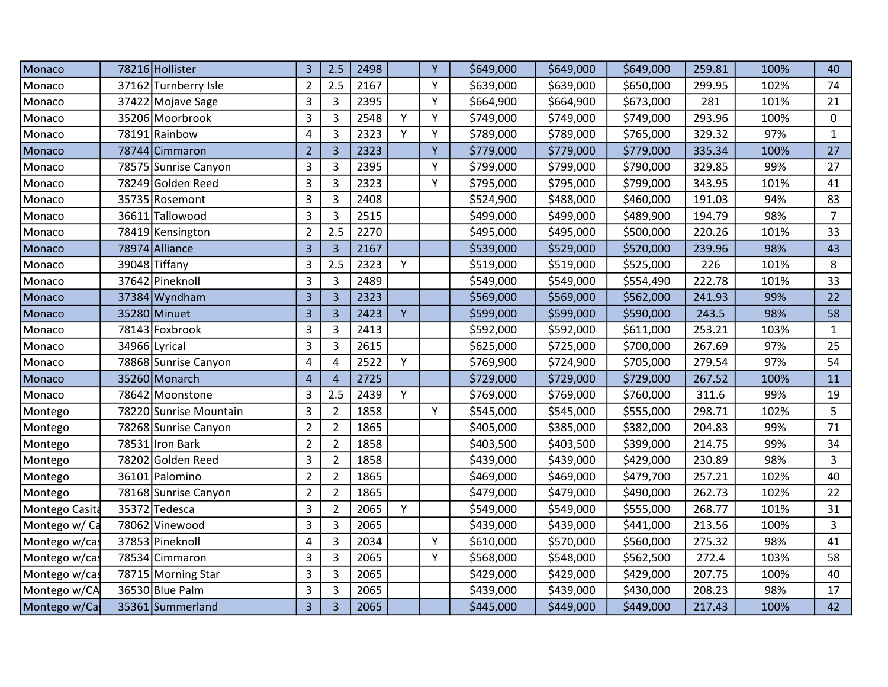| | | | | | | | | | | | | |
|---|---|---|---|---|---|---|---|---|---|---|---|---|
| Monaco | 78216 | Hollister | 3 | 2.5 | 2498 | | Y | $649,000 | $649,000 | $649,000 | 259.81 | 100% | 40 |
| Monaco | 37162 | Turnberry Isle | 2 | 2.5 | 2167 | | Y | $639,000 | $639,000 | $650,000 | 299.95 | 102% | 74 |
| Monaco | 37422 | Mojave Sage | 3 | 3 | 2395 | | Y | $664,900 | $664,900 | $673,000 | 281 | 101% | 21 |
| Monaco | 35206 | Moorbrook | 3 | 3 | 2548 | Y | Y | $749,000 | $749,000 | $749,000 | 293.96 | 100% | 0 |
| Monaco | 78191 | Rainbow | 4 | 3 | 2323 | Y | Y | $789,000 | $789,000 | $765,000 | 329.32 | 97% | 1 |
| Monaco | 78744 | Cimmaron | 2 | 3 | 2323 | | Y | $779,000 | $779,000 | $779,000 | 335.34 | 100% | 27 |
| Monaco | 78575 | Sunrise Canyon | 3 | 3 | 2395 | | Y | $799,000 | $799,000 | $790,000 | 329.85 | 99% | 27 |
| Monaco | 78249 | Golden Reed | 3 | 3 | 2323 | | Y | $795,000 | $795,000 | $799,000 | 343.95 | 101% | 41 |
| Monaco | 35735 | Rosemont | 3 | 3 | 2408 | | | $524,900 | $488,000 | $460,000 | 191.03 | 94% | 83 |
| Monaco | 36611 | Tallowood | 3 | 3 | 2515 | | | $499,000 | $499,000 | $489,900 | 194.79 | 98% | 7 |
| Monaco | 78419 | Kensington | 2 | 2.5 | 2270 | | | $495,000 | $495,000 | $500,000 | 220.26 | 101% | 33 |
| Monaco | 78974 | Alliance | 3 | 3 | 2167 | | | $539,000 | $529,000 | $520,000 | 239.96 | 98% | 43 |
| Monaco | 39048 | Tiffany | 3 | 2.5 | 2323 | Y | | $519,000 | $519,000 | $525,000 | 226 | 101% | 8 |
| Monaco | 37642 | Pineknoll | 3 | 3 | 2489 | | | $549,000 | $549,000 | $554,490 | 222.78 | 101% | 33 |
| Monaco | 37384 | Wyndham | 3 | 3 | 2323 | | | $569,000 | $569,000 | $562,000 | 241.93 | 99% | 22 |
| Monaco | 35280 | Minuet | 3 | 3 | 2423 | Y | | $599,000 | $599,000 | $590,000 | 243.5 | 98% | 58 |
| Monaco | 78143 | Foxbrook | 3 | 3 | 2413 | | | $592,000 | $592,000 | $611,000 | 253.21 | 103% | 1 |
| Monaco | 34966 | Lyrical | 3 | 3 | 2615 | | | $625,000 | $725,000 | $700,000 | 267.69 | 97% | 25 |
| Monaco | 78868 | Sunrise Canyon | 4 | 4 | 2522 | Y | | $769,900 | $724,900 | $705,000 | 279.54 | 97% | 54 |
| Monaco | 35260 | Monarch | 4 | 4 | 2725 | | | $729,000 | $729,000 | $729,000 | 267.52 | 100% | 11 |
| Monaco | 78642 | Moonstone | 3 | 2.5 | 2439 | Y | | $769,000 | $769,000 | $760,000 | 311.6 | 99% | 19 |
| Montego | 78220 | Sunrise Mountain | 3 | 2 | 1858 | | Y | $545,000 | $545,000 | $555,000 | 298.71 | 102% | 5 |
| Montego | 78268 | Sunrise Canyon | 2 | 2 | 1865 | | | $405,000 | $385,000 | $382,000 | 204.83 | 99% | 71 |
| Montego | 78531 | Iron Bark | 2 | 2 | 1858 | | | $403,500 | $403,500 | $399,000 | 214.75 | 99% | 34 |
| Montego | 78202 | Golden Reed | 3 | 2 | 1858 | | | $439,000 | $439,000 | $429,000 | 230.89 | 98% | 3 |
| Montego | 36101 | Palomino | 2 | 2 | 1865 | | | $469,000 | $469,000 | $479,700 | 257.21 | 102% | 40 |
| Montego | 78168 | Sunrise Canyon | 2 | 2 | 1865 | | | $479,000 | $479,000 | $490,000 | 262.73 | 102% | 22 |
| Montego Casita | 35372 | Tedesca | 3 | 2 | 2065 | Y | | $549,000 | $549,000 | $555,000 | 268.77 | 101% | 31 |
| Montego w/ Ca | 78062 | Vinewood | 3 | 3 | 2065 | | | $439,000 | $439,000 | $441,000 | 213.56 | 100% | 3 |
| Montego w/cas | 37853 | Pineknoll | 4 | 3 | 2034 | | Y | $610,000 | $570,000 | $560,000 | 275.32 | 98% | 41 |
| Montego w/cas | 78534 | Cimmaron | 3 | 3 | 2065 | | Y | $568,000 | $548,000 | $562,500 | 272.4 | 103% | 58 |
| Montego w/cas | 78715 | Morning Star | 3 | 3 | 2065 | | | $429,000 | $429,000 | $429,000 | 207.75 | 100% | 40 |
| Montego w/CA | 36530 | Blue Palm | 3 | 3 | 2065 | | | $439,000 | $439,000 | $430,000 | 208.23 | 98% | 17 |
| Montego w/Ca | 35361 | Summerland | 3 | 3 | 2065 | | | $445,000 | $449,000 | $449,000 | 217.43 | 100% | 42 |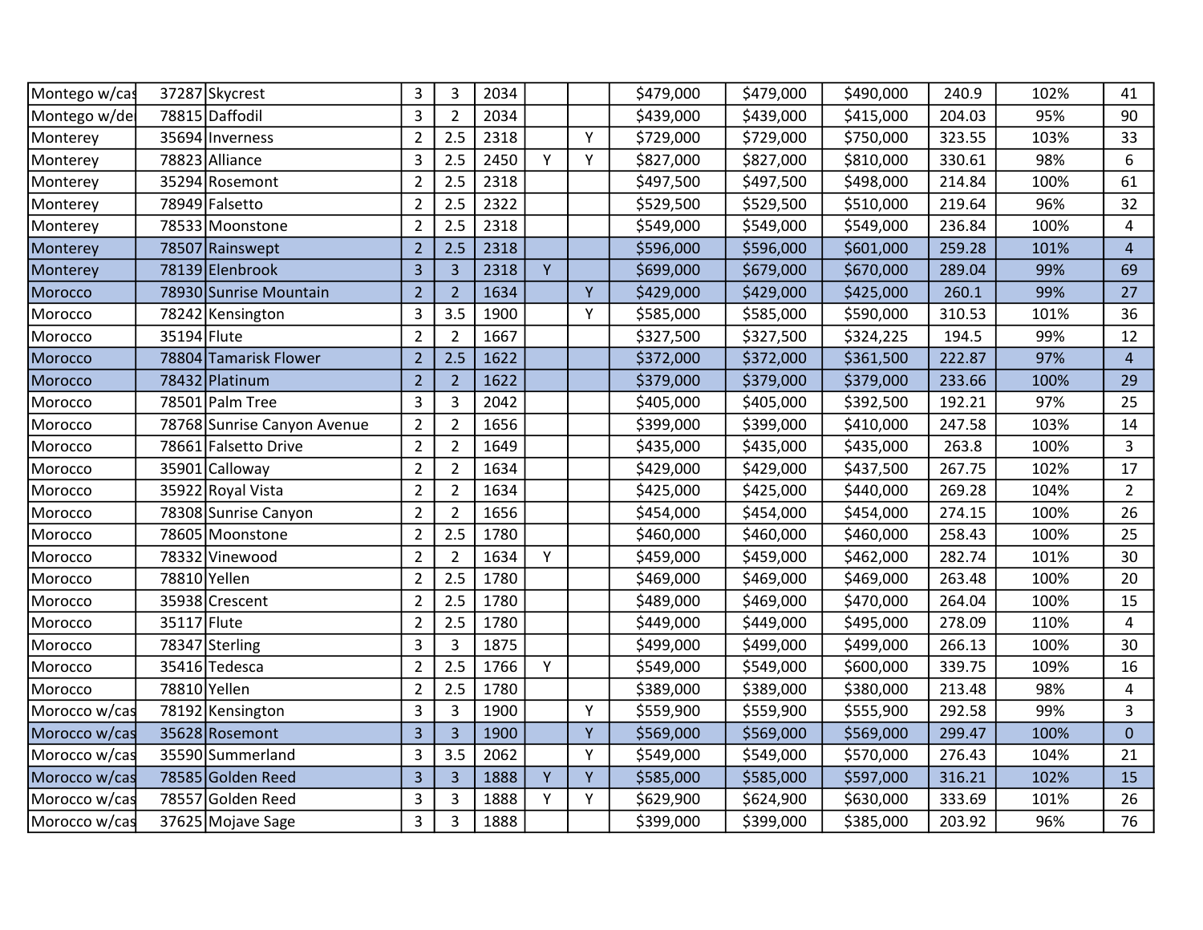| | | | | | | | | | | | | | |
|---|---|---|---|---|---|---|---|---|---|---|---|---|---|
| Montego w/cas | 37287 | Skycrest | 3 | 3 | 2034 | | | $479,000 | $479,000 | $490,000 | 240.9 | 102% | 41 |
| Montego w/de | 78815 | Daffodil | 3 | 2 | 2034 | | | $439,000 | $439,000 | $415,000 | 204.03 | 95% | 90 |
| Monterey | 35694 | Inverness | 2 | 2.5 | 2318 | | Y | $729,000 | $729,000 | $750,000 | 323.55 | 103% | 33 |
| Monterey | 78823 | Alliance | 3 | 2.5 | 2450 | Y | Y | $827,000 | $827,000 | $810,000 | 330.61 | 98% | 6 |
| Monterey | 35294 | Rosemont | 2 | 2.5 | 2318 | | | $497,500 | $497,500 | $498,000 | 214.84 | 100% | 61 |
| Monterey | 78949 | Falsetto | 2 | 2.5 | 2322 | | | $529,500 | $529,500 | $510,000 | 219.64 | 96% | 32 |
| Monterey | 78533 | Moonstone | 2 | 2.5 | 2318 | | | $549,000 | $549,000 | $549,000 | 236.84 | 100% | 4 |
| Monterey | 78507 | Rainswept | 2 | 2.5 | 2318 | | | $596,000 | $596,000 | $601,000 | 259.28 | 101% | 4 |
| Monterey | 78139 | Elenbrook | 3 | 3 | 2318 | Y | | $699,000 | $679,000 | $670,000 | 289.04 | 99% | 69 |
| Morocco | 78930 | Sunrise Mountain | 2 | 2 | 1634 | | Y | $429,000 | $429,000 | $425,000 | 260.1 | 99% | 27 |
| Morocco | 78242 | Kensington | 3 | 3.5 | 1900 | | Y | $585,000 | $585,000 | $590,000 | 310.53 | 101% | 36 |
| Morocco | 35194 | Flute | 2 | 2 | 1667 | | | $327,500 | $327,500 | $324,225 | 194.5 | 99% | 12 |
| Morocco | 78804 | Tamarisk Flower | 2 | 2.5 | 1622 | | | $372,000 | $372,000 | $361,500 | 222.87 | 97% | 4 |
| Morocco | 78432 | Platinum | 2 | 2 | 1622 | | | $379,000 | $379,000 | $379,000 | 233.66 | 100% | 29 |
| Morocco | 78501 | Palm Tree | 3 | 3 | 2042 | | | $405,000 | $405,000 | $392,500 | 192.21 | 97% | 25 |
| Morocco | 78768 | Sunrise Canyon Avenue | 2 | 2 | 1656 | | | $399,000 | $399,000 | $410,000 | 247.58 | 103% | 14 |
| Morocco | 78661 | Falsetto Drive | 2 | 2 | 1649 | | | $435,000 | $435,000 | $435,000 | 263.8 | 100% | 3 |
| Morocco | 35901 | Calloway | 2 | 2 | 1634 | | | $429,000 | $429,000 | $437,500 | 267.75 | 102% | 17 |
| Morocco | 35922 | Royal Vista | 2 | 2 | 1634 | | | $425,000 | $425,000 | $440,000 | 269.28 | 104% | 2 |
| Morocco | 78308 | Sunrise Canyon | 2 | 2 | 1656 | | | $454,000 | $454,000 | $454,000 | 274.15 | 100% | 26 |
| Morocco | 78605 | Moonstone | 2 | 2.5 | 1780 | | | $460,000 | $460,000 | $460,000 | 258.43 | 100% | 25 |
| Morocco | 78332 | Vinewood | 2 | 2 | 1634 | Y | | $459,000 | $459,000 | $462,000 | 282.74 | 101% | 30 |
| Morocco | 78810 | Yellen | 2 | 2.5 | 1780 | | | $469,000 | $469,000 | $469,000 | 263.48 | 100% | 20 |
| Morocco | 35938 | Crescent | 2 | 2.5 | 1780 | | | $489,000 | $469,000 | $470,000 | 264.04 | 100% | 15 |
| Morocco | 35117 | Flute | 2 | 2.5 | 1780 | | | $449,000 | $449,000 | $495,000 | 278.09 | 110% | 4 |
| Morocco | 78347 | Sterling | 3 | 3 | 1875 | | | $499,000 | $499,000 | $499,000 | 266.13 | 100% | 30 |
| Morocco | 35416 | Tedesca | 2 | 2.5 | 1766 | Y | | $549,000 | $549,000 | $600,000 | 339.75 | 109% | 16 |
| Morocco | 78810 | Yellen | 2 | 2.5 | 1780 | | | $389,000 | $389,000 | $380,000 | 213.48 | 98% | 4 |
| Morocco w/cas | 78192 | Kensington | 3 | 3 | 1900 | | Y | $559,900 | $559,900 | $555,900 | 292.58 | 99% | 3 |
| Morocco w/cas | 35628 | Rosemont | 3 | 3 | 1900 | | Y | $569,000 | $569,000 | $569,000 | 299.47 | 100% | 0 |
| Morocco w/cas | 35590 | Summerland | 3 | 3.5 | 2062 | | Y | $549,000 | $549,000 | $570,000 | 276.43 | 104% | 21 |
| Morocco w/cas | 78585 | Golden Reed | 3 | 3 | 1888 | Y | Y | $585,000 | $585,000 | $597,000 | 316.21 | 102% | 15 |
| Morocco w/cas | 78557 | Golden Reed | 3 | 3 | 1888 | Y | Y | $629,900 | $624,900 | $630,000 | 333.69 | 101% | 26 |
| Morocco w/cas | 37625 | Mojave Sage | 3 | 3 | 1888 | | | $399,000 | $399,000 | $385,000 | 203.92 | 96% | 76 |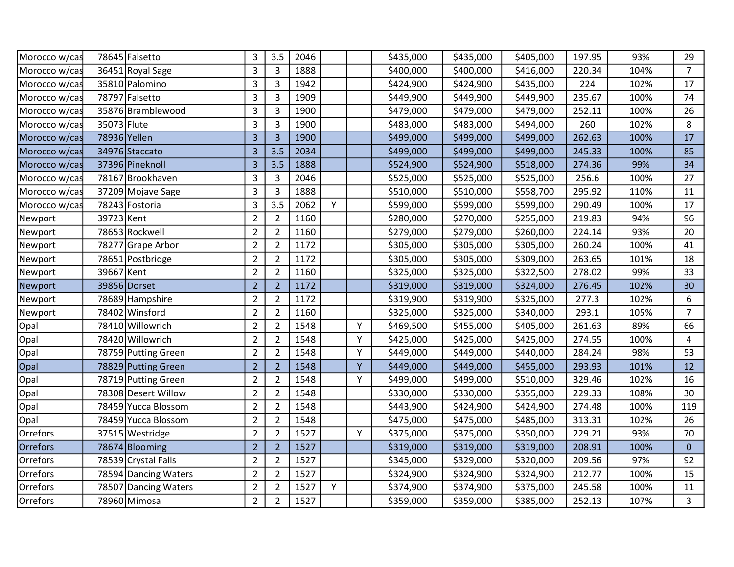| | | | | | | | | | | | | |
|---|---|---|---|---|---|---|---|---|---|---|---|---|
| Morocco w/cas | 78645 | Falsetto | 3 | 3.5 | 2046 | | | $435,000 | $435,000 | $405,000 | 197.95 | 93% | 29 |
| Morocco w/cas | 36451 | Royal Sage | 3 | 3 | 1888 | | | $400,000 | $400,000 | $416,000 | 220.34 | 104% | 7 |
| Morocco w/cas | 35810 | Palomino | 3 | 3 | 1942 | | | $424,900 | $424,900 | $435,000 | 224 | 102% | 17 |
| Morocco w/cas | 78797 | Falsetto | 3 | 3 | 1909 | | | $449,900 | $449,900 | $449,900 | 235.67 | 100% | 74 |
| Morocco w/cas | 35876 | Bramblewood | 3 | 3 | 1900 | | | $479,000 | $479,000 | $479,000 | 252.11 | 100% | 26 |
| Morocco w/cas | 35073 | Flute | 3 | 3 | 1900 | | | $483,000 | $483,000 | $494,000 | 260 | 102% | 8 |
| Morocco w/cas | 78936 | Yellen | 3 | 3 | 1900 | | | $499,000 | $499,000 | $499,000 | 262.63 | 100% | 17 |
| Morocco w/cas | 34976 | Staccato | 3 | 3.5 | 2034 | | | $499,000 | $499,000 | $499,000 | 245.33 | 100% | 85 |
| Morocco w/cas | 37396 | Pineknoll | 3 | 3.5 | 1888 | | | $524,900 | $524,900 | $518,000 | 274.36 | 99% | 34 |
| Morocco w/cas | 78167 | Brookhaven | 3 | 3 | 2046 | | | $525,000 | $525,000 | $525,000 | 256.6 | 100% | 27 |
| Morocco w/cas | 37209 | Mojave Sage | 3 | 3 | 1888 | | | $510,000 | $510,000 | $558,700 | 295.92 | 110% | 11 |
| Morocco w/cas | 78243 | Fostoria | 3 | 3.5 | 2062 | Y | | $599,000 | $599,000 | $599,000 | 290.49 | 100% | 17 |
| Newport | 39723 | Kent | 2 | 2 | 1160 | | | $280,000 | $270,000 | $255,000 | 219.83 | 94% | 96 |
| Newport | 78653 | Rockwell | 2 | 2 | 1160 | | | $279,000 | $279,000 | $260,000 | 224.14 | 93% | 20 |
| Newport | 78277 | Grape Arbor | 2 | 2 | 1172 | | | $305,000 | $305,000 | $305,000 | 260.24 | 100% | 41 |
| Newport | 78651 | Postbridge | 2 | 2 | 1172 | | | $305,000 | $305,000 | $309,000 | 263.65 | 101% | 18 |
| Newport | 39667 | Kent | 2 | 2 | 1160 | | | $325,000 | $325,000 | $322,500 | 278.02 | 99% | 33 |
| Newport | 39856 | Dorset | 2 | 2 | 1172 | | | $319,000 | $319,000 | $324,000 | 276.45 | 102% | 30 |
| Newport | 78689 | Hampshire | 2 | 2 | 1172 | | | $319,900 | $319,900 | $325,000 | 277.3 | 102% | 6 |
| Newport | 78402 | Winsford | 2 | 2 | 1160 | | | $325,000 | $325,000 | $340,000 | 293.1 | 105% | 7 |
| Opal | 78410 | Willowrich | 2 | 2 | 1548 | | Y | $469,500 | $455,000 | $405,000 | 261.63 | 89% | 66 |
| Opal | 78420 | Willowrich | 2 | 2 | 1548 | | Y | $425,000 | $425,000 | $425,000 | 274.55 | 100% | 4 |
| Opal | 78759 | Putting Green | 2 | 2 | 1548 | | Y | $449,000 | $449,000 | $440,000 | 284.24 | 98% | 53 |
| Opal | 78829 | Putting Green | 2 | 2 | 1548 | | Y | $449,000 | $449,000 | $455,000 | 293.93 | 101% | 12 |
| Opal | 78719 | Putting Green | 2 | 2 | 1548 | | Y | $499,000 | $499,000 | $510,000 | 329.46 | 102% | 16 |
| Opal | 78308 | Desert Willow | 2 | 2 | 1548 | | | $330,000 | $330,000 | $355,000 | 229.33 | 108% | 30 |
| Opal | 78459 | Yucca Blossom | 2 | 2 | 1548 | | | $443,900 | $424,900 | $424,900 | 274.48 | 100% | 119 |
| Opal | 78459 | Yucca Blossom | 2 | 2 | 1548 | | | $475,000 | $475,000 | $485,000 | 313.31 | 102% | 26 |
| Orrefors | 37515 | Westridge | 2 | 2 | 1527 | | Y | $375,000 | $375,000 | $350,000 | 229.21 | 93% | 70 |
| Orrefors | 78674 | Blooming | 2 | 2 | 1527 | | | $319,000 | $319,000 | $319,000 | 208.91 | 100% | 0 |
| Orrefors | 78539 | Crystal Falls | 2 | 2 | 1527 | | | $345,000 | $329,000 | $320,000 | 209.56 | 97% | 92 |
| Orrefors | 78594 | Dancing Waters | 2 | 2 | 1527 | | | $324,900 | $324,900 | $324,900 | 212.77 | 100% | 15 |
| Orrefors | 78507 | Dancing Waters | 2 | 2 | 1527 | Y | | $374,900 | $374,900 | $375,000 | 245.58 | 100% | 11 |
| Orrefors | 78960 | Mimosa | 2 | 2 | 1527 | | | $359,000 | $359,000 | $385,000 | 252.13 | 107% | 3 |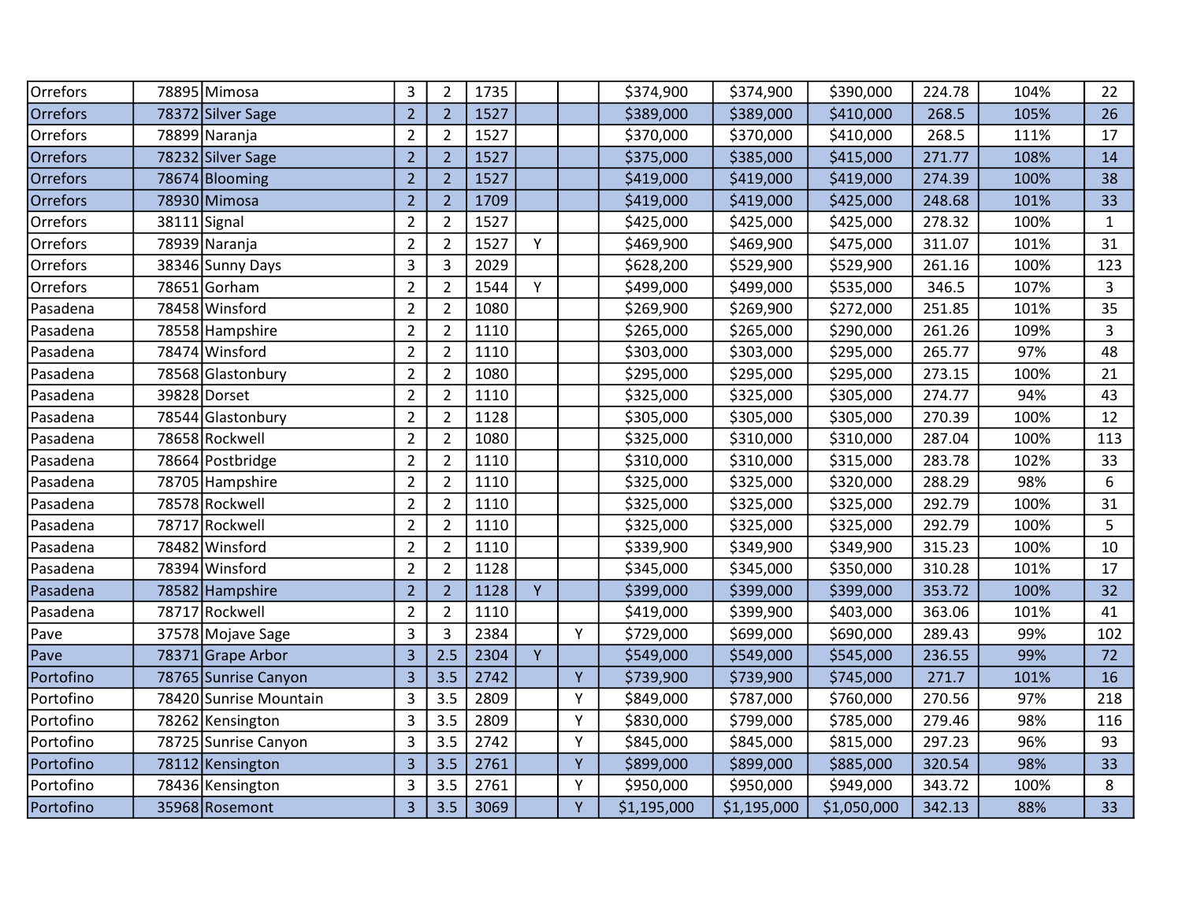| | | | | | | | | | | | | | |
|---|---|---|---|---|---|---|---|---|---|---|---|---|---|
| Orrefors | 78895 | Mimosa | 3 | 2 | 1735 | | | $374,900 | $374,900 | $390,000 | 224.78 | 104% | 22 |
| Orrefors | 78372 | Silver Sage | 2 | 2 | 1527 | | | $389,000 | $389,000 | $410,000 | 268.5 | 105% | 26 |
| Orrefors | 78899 | Naranja | 2 | 2 | 1527 | | | $370,000 | $370,000 | $410,000 | 268.5 | 111% | 17 |
| Orrefors | 78232 | Silver Sage | 2 | 2 | 1527 | | | $375,000 | $385,000 | $415,000 | 271.77 | 108% | 14 |
| Orrefors | 78674 | Blooming | 2 | 2 | 1527 | | | $419,000 | $419,000 | $419,000 | 274.39 | 100% | 38 |
| Orrefors | 78930 | Mimosa | 2 | 2 | 1709 | | | $419,000 | $419,000 | $425,000 | 248.68 | 101% | 33 |
| Orrefors | 38111 | Signal | 2 | 2 | 1527 | | | $425,000 | $425,000 | $425,000 | 278.32 | 100% | 1 |
| Orrefors | 78939 | Naranja | 2 | 2 | 1527 | Y | | $469,900 | $469,900 | $475,000 | 311.07 | 101% | 31 |
| Orrefors | 38346 | Sunny Days | 3 | 3 | 2029 | | | $628,200 | $529,900 | $529,900 | 261.16 | 100% | 123 |
| Orrefors | 78651 | Gorham | 2 | 2 | 1544 | Y | | $499,000 | $499,000 | $535,000 | 346.5 | 107% | 3 |
| Pasadena | 78458 | Winsford | 2 | 2 | 1080 | | | $269,900 | $269,900 | $272,000 | 251.85 | 101% | 35 |
| Pasadena | 78558 | Hampshire | 2 | 2 | 1110 | | | $265,000 | $265,000 | $290,000 | 261.26 | 109% | 3 |
| Pasadena | 78474 | Winsford | 2 | 2 | 1110 | | | $303,000 | $303,000 | $295,000 | 265.77 | 97% | 48 |
| Pasadena | 78568 | Glastonbury | 2 | 2 | 1080 | | | $295,000 | $295,000 | $295,000 | 273.15 | 100% | 21 |
| Pasadena | 39828 | Dorset | 2 | 2 | 1110 | | | $325,000 | $325,000 | $305,000 | 274.77 | 94% | 43 |
| Pasadena | 78544 | Glastonbury | 2 | 2 | 1128 | | | $305,000 | $305,000 | $305,000 | 270.39 | 100% | 12 |
| Pasadena | 78658 | Rockwell | 2 | 2 | 1080 | | | $325,000 | $310,000 | $310,000 | 287.04 | 100% | 113 |
| Pasadena | 78664 | Postbridge | 2 | 2 | 1110 | | | $310,000 | $310,000 | $315,000 | 283.78 | 102% | 33 |
| Pasadena | 78705 | Hampshire | 2 | 2 | 1110 | | | $325,000 | $325,000 | $320,000 | 288.29 | 98% | 6 |
| Pasadena | 78578 | Rockwell | 2 | 2 | 1110 | | | $325,000 | $325,000 | $325,000 | 292.79 | 100% | 31 |
| Pasadena | 78717 | Rockwell | 2 | 2 | 1110 | | | $325,000 | $325,000 | $325,000 | 292.79 | 100% | 5 |
| Pasadena | 78482 | Winsford | 2 | 2 | 1110 | | | $339,900 | $349,900 | $349,900 | 315.23 | 100% | 10 |
| Pasadena | 78394 | Winsford | 2 | 2 | 1128 | | | $345,000 | $345,000 | $350,000 | 310.28 | 101% | 17 |
| Pasadena | 78582 | Hampshire | 2 | 2 | 1128 | Y | | $399,000 | $399,000 | $399,000 | 353.72 | 100% | 32 |
| Pasadena | 78717 | Rockwell | 2 | 2 | 1110 | | | $419,000 | $399,900 | $403,000 | 363.06 | 101% | 41 |
| Pave | 37578 | Mojave Sage | 3 | 3 | 2384 | | Y | $729,000 | $699,000 | $690,000 | 289.43 | 99% | 102 |
| Pave | 78371 | Grape Arbor | 3 | 2.5 | 2304 | Y | | $549,000 | $549,000 | $545,000 | 236.55 | 99% | 72 |
| Portofino | 78765 | Sunrise Canyon | 3 | 3.5 | 2742 | | Y | $739,900 | $739,900 | $745,000 | 271.7 | 101% | 16 |
| Portofino | 78420 | Sunrise Mountain | 3 | 3.5 | 2809 | | Y | $849,000 | $787,000 | $760,000 | 270.56 | 97% | 218 |
| Portofino | 78262 | Kensington | 3 | 3.5 | 2809 | | Y | $830,000 | $799,000 | $785,000 | 279.46 | 98% | 116 |
| Portofino | 78725 | Sunrise Canyon | 3 | 3.5 | 2742 | | Y | $845,000 | $845,000 | $815,000 | 297.23 | 96% | 93 |
| Portofino | 78112 | Kensington | 3 | 3.5 | 2761 | | Y | $899,000 | $899,000 | $885,000 | 320.54 | 98% | 33 |
| Portofino | 78436 | Kensington | 3 | 3.5 | 2761 | | Y | $950,000 | $950,000 | $949,000 | 343.72 | 100% | 8 |
| Portofino | 35968 | Rosemont | 3 | 3.5 | 3069 | | Y | $1,195,000 | $1,195,000 | $1,050,000 | 342.13 | 88% | 33 |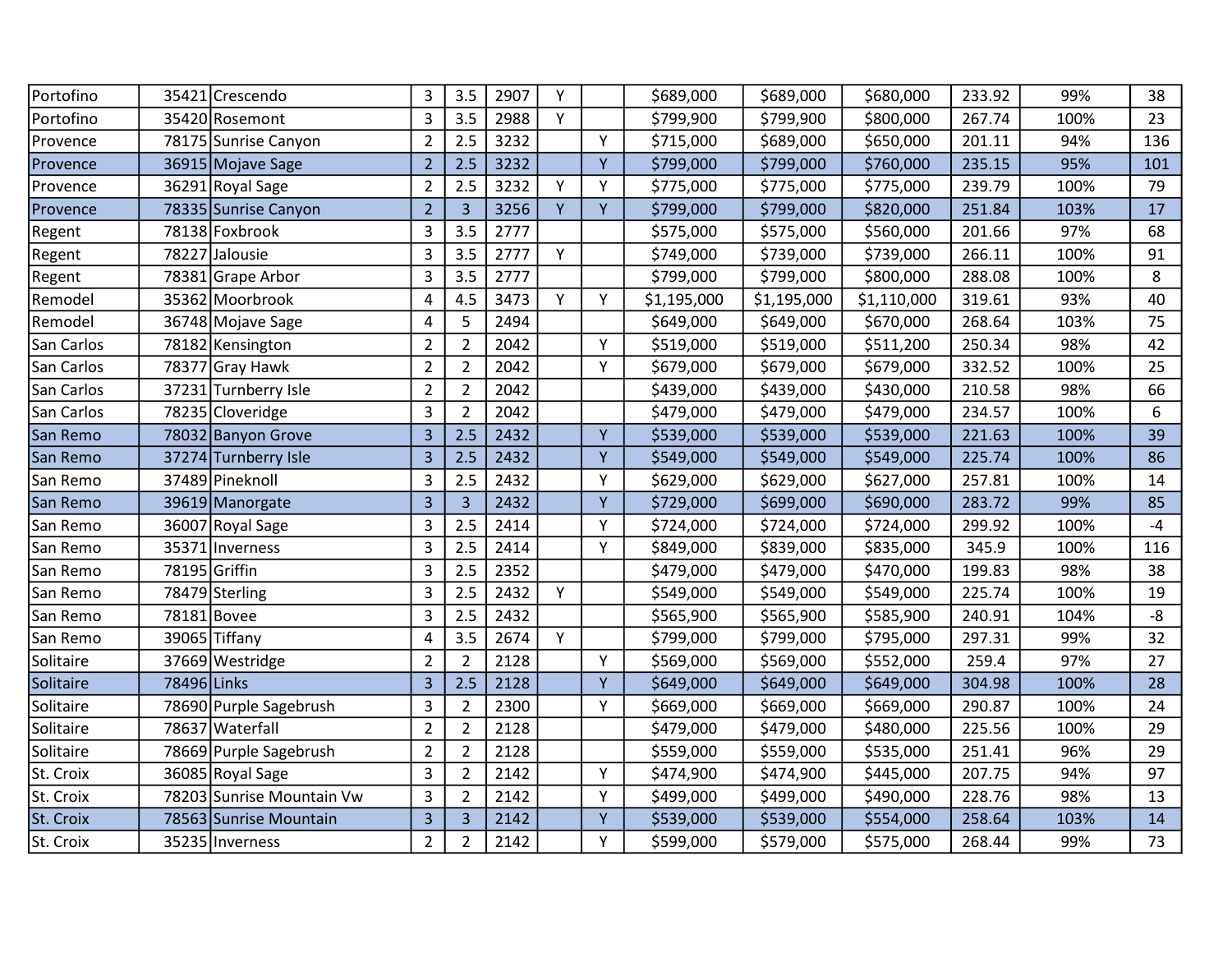| | | | | | | | | | | | | | |
|---|---|---|---|---|---|---|---|---|---|---|---|---|---|
| Portofino | 35421 | Crescendo | 3 | 3.5 | 2907 | Y | | $689,000 | $689,000 | $680,000 | 233.92 | 99% | 38 |
| Portofino | 35420 | Rosemont | 3 | 3.5 | 2988 | Y | | $799,900 | $799,900 | $800,000 | 267.74 | 100% | 23 |
| Provence | 78175 | Sunrise Canyon | 2 | 2.5 | 3232 | | Y | $715,000 | $689,000 | $650,000 | 201.11 | 94% | 136 |
| Provence | 36915 | Mojave Sage | 2 | 2.5 | 3232 | | Y | $799,000 | $799,000 | $760,000 | 235.15 | 95% | 101 |
| Provence | 36291 | Royal Sage | 2 | 2.5 | 3232 | Y | Y | $775,000 | $775,000 | $775,000 | 239.79 | 100% | 79 |
| Provence | 78335 | Sunrise Canyon | 2 | 3 | 3256 | Y | Y | $799,000 | $799,000 | $820,000 | 251.84 | 103% | 17 |
| Regent | 78138 | Foxbrook | 3 | 3.5 | 2777 | | | $575,000 | $575,000 | $560,000 | 201.66 | 97% | 68 |
| Regent | 78227 | Jalousie | 3 | 3.5 | 2777 | Y | | $749,000 | $739,000 | $739,000 | 266.11 | 100% | 91 |
| Regent | 78381 | Grape Arbor | 3 | 3.5 | 2777 | | | $799,000 | $799,000 | $800,000 | 288.08 | 100% | 8 |
| Remodel | 35362 | Moorbrook | 4 | 4.5 | 3473 | Y | Y | $1,195,000 | $1,195,000 | $1,110,000 | 319.61 | 93% | 40 |
| Remodel | 36748 | Mojave Sage | 4 | 5 | 2494 | | | $649,000 | $649,000 | $670,000 | 268.64 | 103% | 75 |
| San Carlos | 78182 | Kensington | 2 | 2 | 2042 | | Y | $519,000 | $519,000 | $511,200 | 250.34 | 98% | 42 |
| San Carlos | 78377 | Gray Hawk | 2 | 2 | 2042 | | Y | $679,000 | $679,000 | $679,000 | 332.52 | 100% | 25 |
| San Carlos | 37231 | Turnberry Isle | 2 | 2 | 2042 | | | $439,000 | $439,000 | $430,000 | 210.58 | 98% | 66 |
| San Carlos | 78235 | Cloveridge | 3 | 2 | 2042 | | | $479,000 | $479,000 | $479,000 | 234.57 | 100% | 6 |
| San Remo | 78032 | Banyon Grove | 3 | 2.5 | 2432 | | Y | $539,000 | $539,000 | $539,000 | 221.63 | 100% | 39 |
| San Remo | 37274 | Turnberry Isle | 3 | 2.5 | 2432 | | Y | $549,000 | $549,000 | $549,000 | 225.74 | 100% | 86 |
| San Remo | 37489 | Pineknoll | 3 | 2.5 | 2432 | | Y | $629,000 | $629,000 | $627,000 | 257.81 | 100% | 14 |
| San Remo | 39619 | Manorgate | 3 | 3 | 2432 | | Y | $729,000 | $699,000 | $690,000 | 283.72 | 99% | 85 |
| San Remo | 36007 | Royal Sage | 3 | 2.5 | 2414 | | Y | $724,000 | $724,000 | $724,000 | 299.92 | 100% | -4 |
| San Remo | 35371 | Inverness | 3 | 2.5 | 2414 | | Y | $849,000 | $839,000 | $835,000 | 345.9 | 100% | 116 |
| San Remo | 78195 | Griffin | 3 | 2.5 | 2352 | | | $479,000 | $479,000 | $470,000 | 199.83 | 98% | 38 |
| San Remo | 78479 | Sterling | 3 | 2.5 | 2432 | Y | | $549,000 | $549,000 | $549,000 | 225.74 | 100% | 19 |
| San Remo | 78181 | Bovee | 3 | 2.5 | 2432 | | | $565,900 | $565,900 | $585,900 | 240.91 | 104% | -8 |
| San Remo | 39065 | Tiffany | 4 | 3.5 | 2674 | Y | | $799,000 | $799,000 | $795,000 | 297.31 | 99% | 32 |
| Solitaire | 37669 | Westridge | 2 | 2 | 2128 | | Y | $569,000 | $569,000 | $552,000 | 259.4 | 97% | 27 |
| Solitaire | 78496 | Links | 3 | 2.5 | 2128 | | Y | $649,000 | $649,000 | $649,000 | 304.98 | 100% | 28 |
| Solitaire | 78690 | Purple Sagebrush | 3 | 2 | 2300 | | Y | $669,000 | $669,000 | $669,000 | 290.87 | 100% | 24 |
| Solitaire | 78637 | Waterfall | 2 | 2 | 2128 | | | $479,000 | $479,000 | $480,000 | 225.56 | 100% | 29 |
| Solitaire | 78669 | Purple Sagebrush | 2 | 2 | 2128 | | | $559,000 | $559,000 | $535,000 | 251.41 | 96% | 29 |
| St. Croix | 36085 | Royal Sage | 3 | 2 | 2142 | | Y | $474,900 | $474,900 | $445,000 | 207.75 | 94% | 97 |
| St. Croix | 78203 | Sunrise Mountain Vw | 3 | 2 | 2142 | | Y | $499,000 | $499,000 | $490,000 | 228.76 | 98% | 13 |
| St. Croix | 78563 | Sunrise Mountain | 3 | 3 | 2142 | | Y | $539,000 | $539,000 | $554,000 | 258.64 | 103% | 14 |
| St. Croix | 35235 | Inverness | 2 | 2 | 2142 | | Y | $599,000 | $579,000 | $575,000 | 268.44 | 99% | 73 |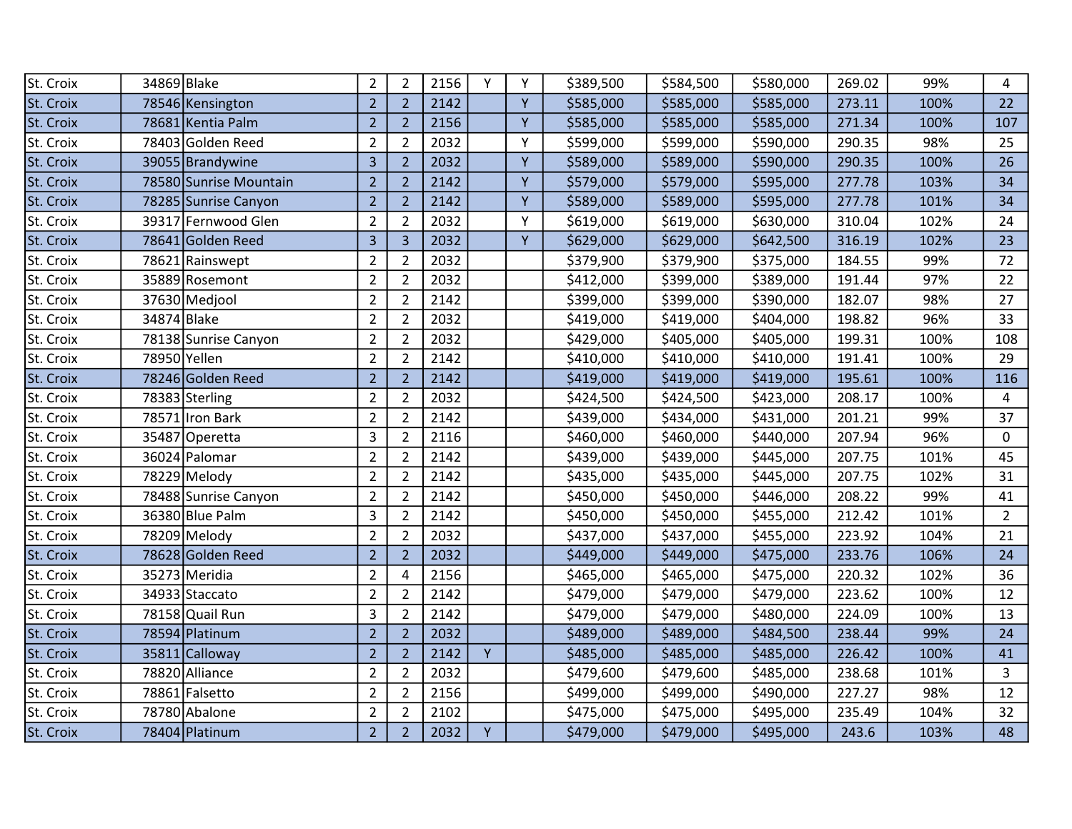| | | | | | | | | | | | | | |
|---|---|---|---|---|---|---|---|---|---|---|---|---|---|
| St. Croix | 34869 | Blake | 2 | 2 | 2156 | Y | Y | $389,500 | $584,500 | $580,000 | 269.02 | 99% | 4 |
| St. Croix | 78546 | Kensington | 2 | 2 | 2142 | | Y | $585,000 | $585,000 | $585,000 | 273.11 | 100% | 22 |
| St. Croix | 78681 | Kentia Palm | 2 | 2 | 2156 | | Y | $585,000 | $585,000 | $585,000 | 271.34 | 100% | 107 |
| St. Croix | 78403 | Golden Reed | 2 | 2 | 2032 | | Y | $599,000 | $599,000 | $590,000 | 290.35 | 98% | 25 |
| St. Croix | 39055 | Brandywine | 3 | 2 | 2032 | | Y | $589,000 | $589,000 | $590,000 | 290.35 | 100% | 26 |
| St. Croix | 78580 | Sunrise Mountain | 2 | 2 | 2142 | | Y | $579,000 | $579,000 | $595,000 | 277.78 | 103% | 34 |
| St. Croix | 78285 | Sunrise Canyon | 2 | 2 | 2142 | | Y | $589,000 | $589,000 | $595,000 | 277.78 | 101% | 34 |
| St. Croix | 39317 | Fernwood Glen | 2 | 2 | 2032 | | Y | $619,000 | $619,000 | $630,000 | 310.04 | 102% | 24 |
| St. Croix | 78641 | Golden Reed | 3 | 3 | 2032 | | Y | $629,000 | $629,000 | $642,500 | 316.19 | 102% | 23 |
| St. Croix | 78621 | Rainswept | 2 | 2 | 2032 | | | $379,900 | $379,900 | $375,000 | 184.55 | 99% | 72 |
| St. Croix | 35889 | Rosemont | 2 | 2 | 2032 | | | $412,000 | $399,000 | $389,000 | 191.44 | 97% | 22 |
| St. Croix | 37630 | Medjool | 2 | 2 | 2142 | | | $399,000 | $399,000 | $390,000 | 182.07 | 98% | 27 |
| St. Croix | 34874 | Blake | 2 | 2 | 2032 | | | $419,000 | $419,000 | $404,000 | 198.82 | 96% | 33 |
| St. Croix | 78138 | Sunrise Canyon | 2 | 2 | 2032 | | | $429,000 | $405,000 | $405,000 | 199.31 | 100% | 108 |
| St. Croix | 78950 | Yellen | 2 | 2 | 2142 | | | $410,000 | $410,000 | $410,000 | 191.41 | 100% | 29 |
| St. Croix | 78246 | Golden Reed | 2 | 2 | 2142 | | | $419,000 | $419,000 | $419,000 | 195.61 | 100% | 116 |
| St. Croix | 78383 | Sterling | 2 | 2 | 2032 | | | $424,500 | $424,500 | $423,000 | 208.17 | 100% | 4 |
| St. Croix | 78571 | Iron Bark | 2 | 2 | 2142 | | | $439,000 | $434,000 | $431,000 | 201.21 | 99% | 37 |
| St. Croix | 35487 | Operetta | 3 | 2 | 2116 | | | $460,000 | $460,000 | $440,000 | 207.94 | 96% | 0 |
| St. Croix | 36024 | Palomar | 2 | 2 | 2142 | | | $439,000 | $439,000 | $445,000 | 207.75 | 101% | 45 |
| St. Croix | 78229 | Melody | 2 | 2 | 2142 | | | $435,000 | $435,000 | $445,000 | 207.75 | 102% | 31 |
| St. Croix | 78488 | Sunrise Canyon | 2 | 2 | 2142 | | | $450,000 | $450,000 | $446,000 | 208.22 | 99% | 41 |
| St. Croix | 36380 | Blue Palm | 3 | 2 | 2142 | | | $450,000 | $450,000 | $455,000 | 212.42 | 101% | 2 |
| St. Croix | 78209 | Melody | 2 | 2 | 2032 | | | $437,000 | $437,000 | $455,000 | 223.92 | 104% | 21 |
| St. Croix | 78628 | Golden Reed | 2 | 2 | 2032 | | | $449,000 | $449,000 | $475,000 | 233.76 | 106% | 24 |
| St. Croix | 35273 | Meridia | 2 | 4 | 2156 | | | $465,000 | $465,000 | $475,000 | 220.32 | 102% | 36 |
| St. Croix | 34933 | Staccato | 2 | 2 | 2142 | | | $479,000 | $479,000 | $479,000 | 223.62 | 100% | 12 |
| St. Croix | 78158 | Quail Run | 3 | 2 | 2142 | | | $479,000 | $479,000 | $480,000 | 224.09 | 100% | 13 |
| St. Croix | 78594 | Platinum | 2 | 2 | 2032 | | | $489,000 | $489,000 | $484,500 | 238.44 | 99% | 24 |
| St. Croix | 35811 | Calloway | 2 | 2 | 2142 | Y | | $485,000 | $485,000 | $485,000 | 226.42 | 100% | 41 |
| St. Croix | 78820 | Alliance | 2 | 2 | 2032 | | | $479,600 | $479,600 | $485,000 | 238.68 | 101% | 3 |
| St. Croix | 78861 | Falsetto | 2 | 2 | 2156 | | | $499,000 | $499,000 | $490,000 | 227.27 | 98% | 12 |
| St. Croix | 78780 | Abalone | 2 | 2 | 2102 | | | $475,000 | $475,000 | $495,000 | 235.49 | 104% | 32 |
| St. Croix | 78404 | Platinum | 2 | 2 | 2032 | Y | | $479,000 | $479,000 | $495,000 | 243.6 | 103% | 48 |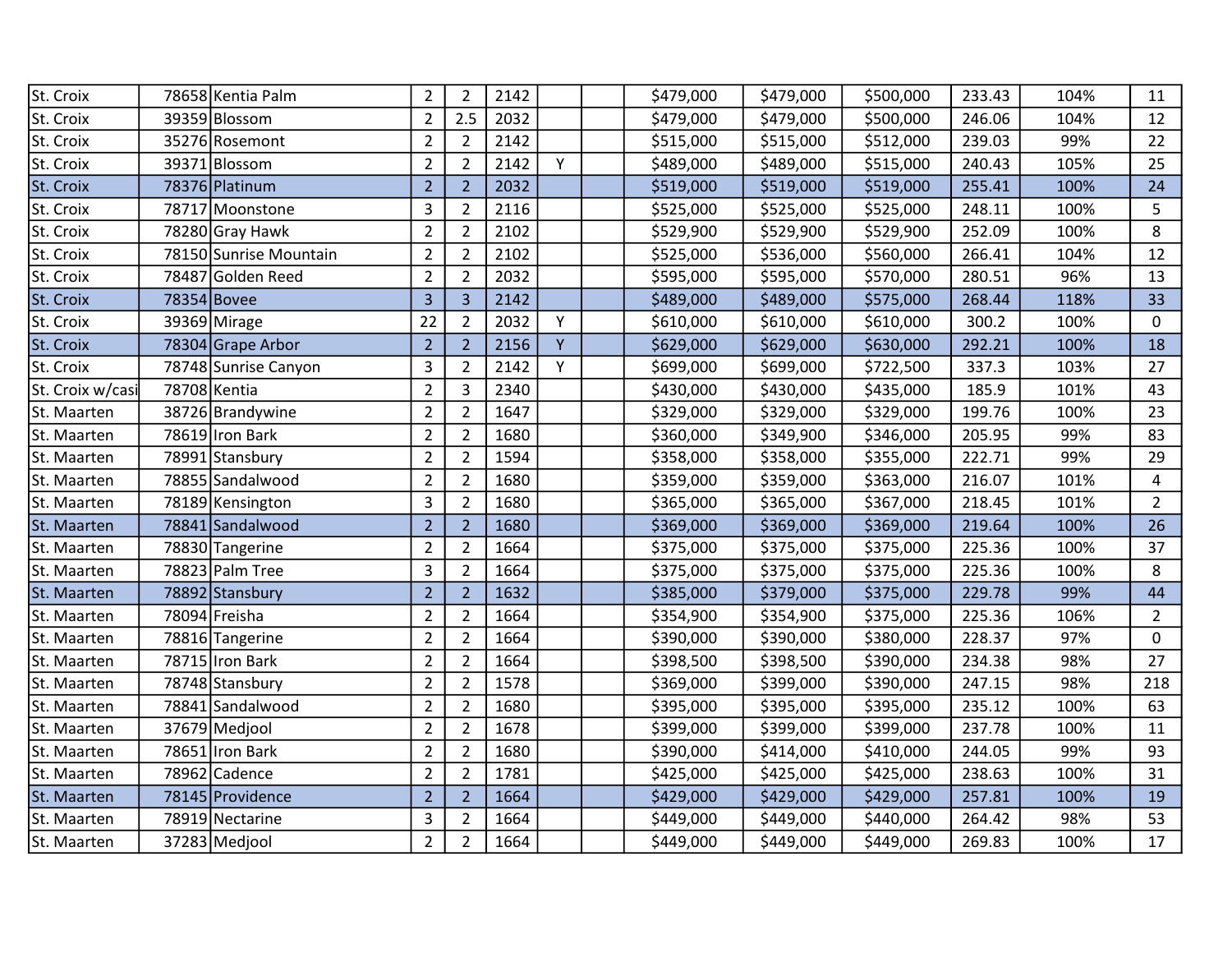| | | | | | | | | | | | | | |
|---|---|---|---|---|---|---|---|---|---|---|---|---|---|
| St. Croix | 78658 | Kentia Palm | 2 | 2 | 2142 | | | $479,000 | $479,000 | $500,000 | 233.43 | 104% | 11 |
| St. Croix | 39359 | Blossom | 2 | 2.5 | 2032 | | | $479,000 | $479,000 | $500,000 | 246.06 | 104% | 12 |
| St. Croix | 35276 | Rosemont | 2 | 2 | 2142 | | | $515,000 | $515,000 | $512,000 | 239.03 | 99% | 22 |
| St. Croix | 39371 | Blossom | 2 | 2 | 2142 | Y | | $489,000 | $489,000 | $515,000 | 240.43 | 105% | 25 |
| St. Croix | 78376 | Platinum | 2 | 2 | 2032 | | | $519,000 | $519,000 | $519,000 | 255.41 | 100% | 24 |
| St. Croix | 78717 | Moonstone | 3 | 2 | 2116 | | | $525,000 | $525,000 | $525,000 | 248.11 | 100% | 5 |
| St. Croix | 78280 | Gray Hawk | 2 | 2 | 2102 | | | $529,900 | $529,900 | $529,900 | 252.09 | 100% | 8 |
| St. Croix | 78150 | Sunrise Mountain | 2 | 2 | 2102 | | | $525,000 | $536,000 | $560,000 | 266.41 | 104% | 12 |
| St. Croix | 78487 | Golden Reed | 2 | 2 | 2032 | | | $595,000 | $595,000 | $570,000 | 280.51 | 96% | 13 |
| St. Croix | 78354 | Bovee | 3 | 3 | 2142 | | | $489,000 | $489,000 | $575,000 | 268.44 | 118% | 33 |
| St. Croix | 39369 | Mirage | 22 | 2 | 2032 | Y | | $610,000 | $610,000 | $610,000 | 300.2 | 100% | 0 |
| St. Croix | 78304 | Grape Arbor | 2 | 2 | 2156 | Y | | $629,000 | $629,000 | $630,000 | 292.21 | 100% | 18 |
| St. Croix | 78748 | Sunrise Canyon | 3 | 2 | 2142 | Y | | $699,000 | $699,000 | $722,500 | 337.3 | 103% | 27 |
| St. Croix w/casi | 78708 | Kentia | 2 | 3 | 2340 | | | $430,000 | $430,000 | $435,000 | 185.9 | 101% | 43 |
| St. Maarten | 38726 | Brandywine | 2 | 2 | 1647 | | | $329,000 | $329,000 | $329,000 | 199.76 | 100% | 23 |
| St. Maarten | 78619 | Iron Bark | 2 | 2 | 1680 | | | $360,000 | $349,900 | $346,000 | 205.95 | 99% | 83 |
| St. Maarten | 78991 | Stansbury | 2 | 2 | 1594 | | | $358,000 | $358,000 | $355,000 | 222.71 | 99% | 29 |
| St. Maarten | 78855 | Sandalwood | 2 | 2 | 1680 | | | $359,000 | $359,000 | $363,000 | 216.07 | 101% | 4 |
| St. Maarten | 78189 | Kensington | 3 | 2 | 1680 | | | $365,000 | $365,000 | $367,000 | 218.45 | 101% | 2 |
| St. Maarten | 78841 | Sandalwood | 2 | 2 | 1680 | | | $369,000 | $369,000 | $369,000 | 219.64 | 100% | 26 |
| St. Maarten | 78830 | Tangerine | 2 | 2 | 1664 | | | $375,000 | $375,000 | $375,000 | 225.36 | 100% | 37 |
| St. Maarten | 78823 | Palm Tree | 3 | 2 | 1664 | | | $375,000 | $375,000 | $375,000 | 225.36 | 100% | 8 |
| St. Maarten | 78892 | Stansbury | 2 | 2 | 1632 | | | $385,000 | $379,000 | $375,000 | 229.78 | 99% | 44 |
| St. Maarten | 78094 | Freisha | 2 | 2 | 1664 | | | $354,900 | $354,900 | $375,000 | 225.36 | 106% | 2 |
| St. Maarten | 78816 | Tangerine | 2 | 2 | 1664 | | | $390,000 | $390,000 | $380,000 | 228.37 | 97% | 0 |
| St. Maarten | 78715 | Iron Bark | 2 | 2 | 1664 | | | $398,500 | $398,500 | $390,000 | 234.38 | 98% | 27 |
| St. Maarten | 78748 | Stansbury | 2 | 2 | 1578 | | | $369,000 | $399,000 | $390,000 | 247.15 | 98% | 218 |
| St. Maarten | 78841 | Sandalwood | 2 | 2 | 1680 | | | $395,000 | $395,000 | $395,000 | 235.12 | 100% | 63 |
| St. Maarten | 37679 | Medjool | 2 | 2 | 1678 | | | $399,000 | $399,000 | $399,000 | 237.78 | 100% | 11 |
| St. Maarten | 78651 | Iron Bark | 2 | 2 | 1680 | | | $390,000 | $414,000 | $410,000 | 244.05 | 99% | 93 |
| St. Maarten | 78962 | Cadence | 2 | 2 | 1781 | | | $425,000 | $425,000 | $425,000 | 238.63 | 100% | 31 |
| St. Maarten | 78145 | Providence | 2 | 2 | 1664 | | | $429,000 | $429,000 | $429,000 | 257.81 | 100% | 19 |
| St. Maarten | 78919 | Nectarine | 3 | 2 | 1664 | | | $449,000 | $449,000 | $440,000 | 264.42 | 98% | 53 |
| St. Maarten | 37283 | Medjool | 2 | 2 | 1664 | | | $449,000 | $449,000 | $449,000 | 269.83 | 100% | 17 |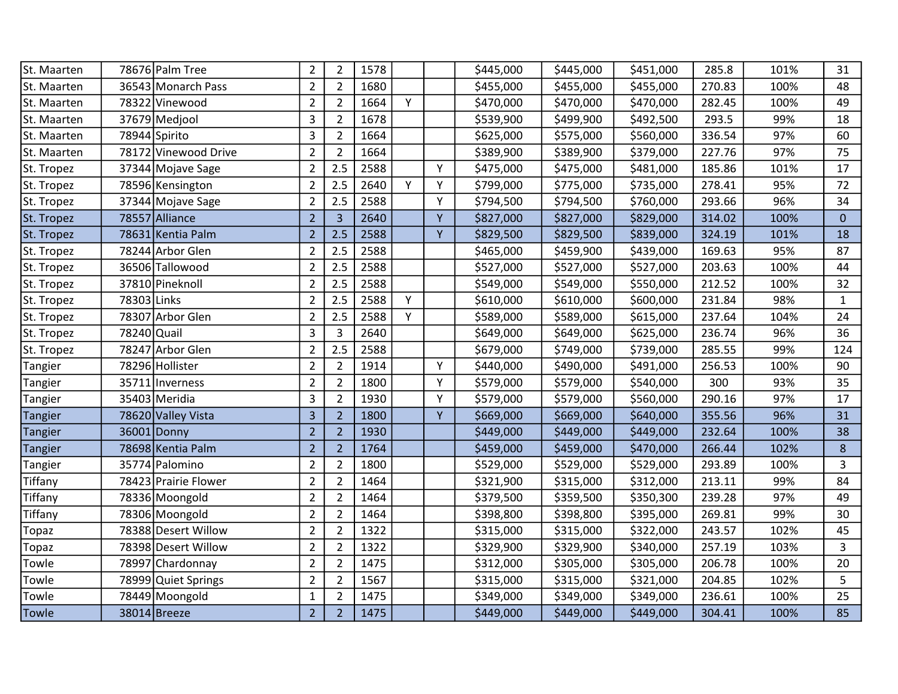| St. Maarten | 78676 | Palm Tree | 2 | 2 | 1578 | | | $445,000 | $445,000 | $451,000 | 285.8 | 101% | 31 |
|---|---|---|---|---|---|---|---|---|---|---|---|---|---|
| St. Maarten | 36543 | Monarch Pass | 2 | 2 | 1680 | | | $455,000 | $455,000 | $455,000 | 270.83 | 100% | 48 |
| St. Maarten | 78322 | Vinewood | 2 | 2 | 1664 | Y | | $470,000 | $470,000 | $470,000 | 282.45 | 100% | 49 |
| St. Maarten | 37679 | Medjool | 3 | 2 | 1678 | | | $539,900 | $499,900 | $492,500 | 293.5 | 99% | 18 |
| St. Maarten | 78944 | Spirito | 3 | 2 | 1664 | | | $625,000 | $575,000 | $560,000 | 336.54 | 97% | 60 |
| St. Maarten | 78172 | Vinewood Drive | 2 | 2 | 1664 | | | $389,900 | $389,900 | $379,000 | 227.76 | 97% | 75 |
| St. Tropez | 37344 | Mojave Sage | 2 | 2.5 | 2588 | | Y | $475,000 | $475,000 | $481,000 | 185.86 | 101% | 17 |
| St. Tropez | 78596 | Kensington | 2 | 2.5 | 2640 | Y | Y | $799,000 | $775,000 | $735,000 | 278.41 | 95% | 72 |
| St. Tropez | 37344 | Mojave Sage | 2 | 2.5 | 2588 | | Y | $794,500 | $794,500 | $760,000 | 293.66 | 96% | 34 |
| St. Tropez | 78557 | Alliance | 2 | 3 | 2640 | | Y | $827,000 | $827,000 | $829,000 | 314.02 | 100% | 0 |
| St. Tropez | 78631 | Kentia Palm | 2 | 2.5 | 2588 | | Y | $829,500 | $829,500 | $839,000 | 324.19 | 101% | 18 |
| St. Tropez | 78244 | Arbor Glen | 2 | 2.5 | 2588 | | | $465,000 | $459,900 | $439,000 | 169.63 | 95% | 87 |
| St. Tropez | 36506 | Tallowood | 2 | 2.5 | 2588 | | | $527,000 | $527,000 | $527,000 | 203.63 | 100% | 44 |
| St. Tropez | 37810 | Pineknoll | 2 | 2.5 | 2588 | | | $549,000 | $549,000 | $550,000 | 212.52 | 100% | 32 |
| St. Tropez | 78303 | Links | 2 | 2.5 | 2588 | Y | | $610,000 | $610,000 | $600,000 | 231.84 | 98% | 1 |
| St. Tropez | 78307 | Arbor Glen | 2 | 2.5 | 2588 | Y | | $589,000 | $589,000 | $615,000 | 237.64 | 104% | 24 |
| St. Tropez | 78240 | Quail | 3 | 3 | 2640 | | | $649,000 | $649,000 | $625,000 | 236.74 | 96% | 36 |
| St. Tropez | 78247 | Arbor Glen | 2 | 2.5 | 2588 | | | $679,000 | $749,000 | $739,000 | 285.55 | 99% | 124 |
| Tangier | 78296 | Hollister | 2 | 2 | 1914 | | Y | $440,000 | $490,000 | $491,000 | 256.53 | 100% | 90 |
| Tangier | 35711 | Inverness | 2 | 2 | 1800 | | Y | $579,000 | $579,000 | $540,000 | 300 | 93% | 35 |
| Tangier | 35403 | Meridia | 3 | 2 | 1930 | | Y | $579,000 | $579,000 | $560,000 | 290.16 | 97% | 17 |
| Tangier | 78620 | Valley Vista | 3 | 2 | 1800 | | Y | $669,000 | $669,000 | $640,000 | 355.56 | 96% | 31 |
| Tangier | 36001 | Donny | 2 | 2 | 1930 | | | $449,000 | $449,000 | $449,000 | 232.64 | 100% | 38 |
| Tangier | 78698 | Kentia Palm | 2 | 2 | 1764 | | | $459,000 | $459,000 | $470,000 | 266.44 | 102% | 8 |
| Tangier | 35774 | Palomino | 2 | 2 | 1800 | | | $529,000 | $529,000 | $529,000 | 293.89 | 100% | 3 |
| Tiffany | 78423 | Prairie Flower | 2 | 2 | 1464 | | | $321,900 | $315,000 | $312,000 | 213.11 | 99% | 84 |
| Tiffany | 78336 | Moongold | 2 | 2 | 1464 | | | $379,500 | $359,500 | $350,300 | 239.28 | 97% | 49 |
| Tiffany | 78306 | Moongold | 2 | 2 | 1464 | | | $398,800 | $398,800 | $395,000 | 269.81 | 99% | 30 |
| Topaz | 78388 | Desert Willow | 2 | 2 | 1322 | | | $315,000 | $315,000 | $322,000 | 243.57 | 102% | 45 |
| Topaz | 78398 | Desert Willow | 2 | 2 | 1322 | | | $329,900 | $329,900 | $340,000 | 257.19 | 103% | 3 |
| Towle | 78997 | Chardonnay | 2 | 2 | 1475 | | | $312,000 | $305,000 | $305,000 | 206.78 | 100% | 20 |
| Towle | 78999 | Quiet Springs | 2 | 2 | 1567 | | | $315,000 | $315,000 | $321,000 | 204.85 | 102% | 5 |
| Towle | 78449 | Moongold | 1 | 2 | 1475 | | | $349,000 | $349,000 | $349,000 | 236.61 | 100% | 25 |
| Towle | 38014 | Breeze | 2 | 2 | 1475 | | | $449,000 | $449,000 | $449,000 | 304.41 | 100% | 85 |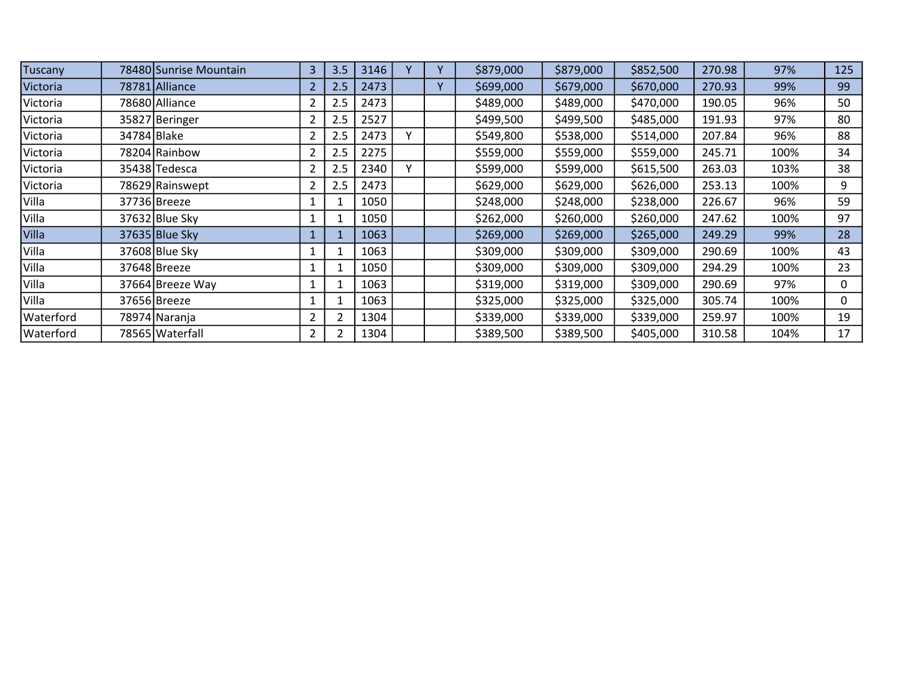| | | | | | | | | | | | | | |
|---|---|---|---|---|---|---|---|---|---|---|---|---|---|
| Tuscany | 78480 | Sunrise Mountain | 3 | 3.5 | 3146 | Y | Y | $879,000 | $879,000 | $852,500 | 270.98 | 97% | 125 |
| Victoria | 78781 | Alliance | 2 | 2.5 | 2473 | | Y | $699,000 | $679,000 | $670,000 | 270.93 | 99% | 99 |
| Victoria | 78680 | Alliance | 2 | 2.5 | 2473 | | | $489,000 | $489,000 | $470,000 | 190.05 | 96% | 50 |
| Victoria | 35827 | Beringer | 2 | 2.5 | 2527 | | | $499,500 | $499,500 | $485,000 | 191.93 | 97% | 80 |
| Victoria | 34784 | Blake | 2 | 2.5 | 2473 | Y | | $549,800 | $538,000 | $514,000 | 207.84 | 96% | 88 |
| Victoria | 78204 | Rainbow | 2 | 2.5 | 2275 | | | $559,000 | $559,000 | $559,000 | 245.71 | 100% | 34 |
| Victoria | 35438 | Tedesca | 2 | 2.5 | 2340 | Y | | $599,000 | $599,000 | $615,500 | 263.03 | 103% | 38 |
| Victoria | 78629 | Rainswept | 2 | 2.5 | 2473 | | | $629,000 | $629,000 | $626,000 | 253.13 | 100% | 9 |
| Villa | 37736 | Breeze | 1 | 1 | 1050 | | | $248,000 | $248,000 | $238,000 | 226.67 | 96% | 59 |
| Villa | 37632 | Blue Sky | 1 | 1 | 1050 | | | $262,000 | $260,000 | $260,000 | 247.62 | 100% | 97 |
| Villa | 37635 | Blue Sky | 1 | 1 | 1063 | | | $269,000 | $269,000 | $265,000 | 249.29 | 99% | 28 |
| Villa | 37608 | Blue Sky | 1 | 1 | 1063 | | | $309,000 | $309,000 | $309,000 | 290.69 | 100% | 43 |
| Villa | 37648 | Breeze | 1 | 1 | 1050 | | | $309,000 | $309,000 | $309,000 | 294.29 | 100% | 23 |
| Villa | 37664 | Breeze Way | 1 | 1 | 1063 | | | $319,000 | $319,000 | $309,000 | 290.69 | 97% | 0 |
| Villa | 37656 | Breeze | 1 | 1 | 1063 | | | $325,000 | $325,000 | $325,000 | 305.74 | 100% | 0 |
| Waterford | 78974 | Naranja | 2 | 2 | 1304 | | | $339,000 | $339,000 | $339,000 | 259.97 | 100% | 19 |
| Waterford | 78565 | Waterfall | 2 | 2 | 1304 | | | $389,500 | $389,500 | $405,000 | 310.58 | 104% | 17 |